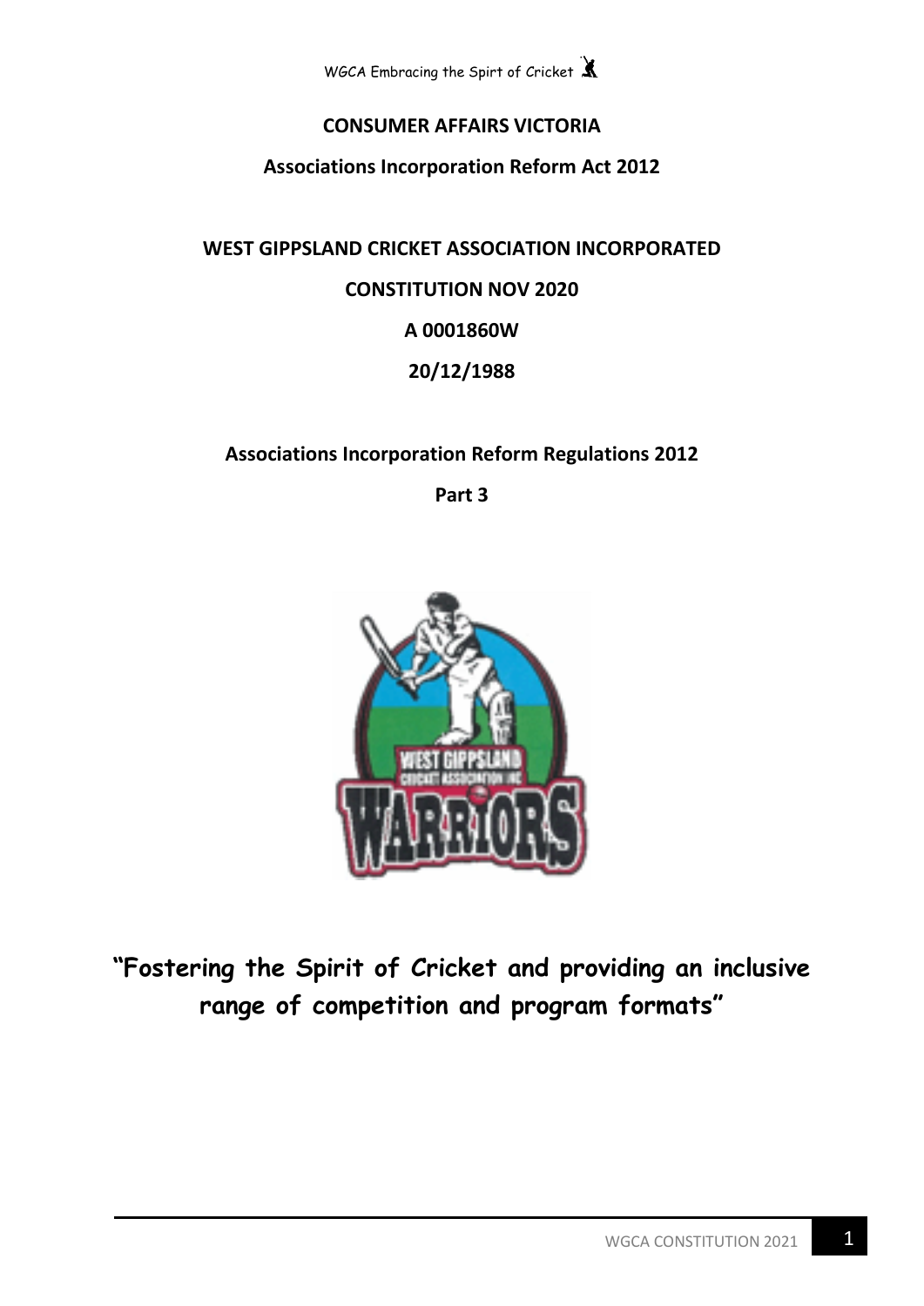**CONSUMER AFFAIRS VICTORIA**

**Associations Incorporation Reform Act 2012**

**WEST GIPPSLAND CRICKET ASSOCIATION INCORPORATED**

**CONSTITUTION NOV 2020**

**A 0001860W**

**20/12/1988**

**Associations Incorporation Reform Regulations 2012**

**Part 3**

**"Fostering the Spirit of Cricket and providing an inclusive range of competition and program formats"**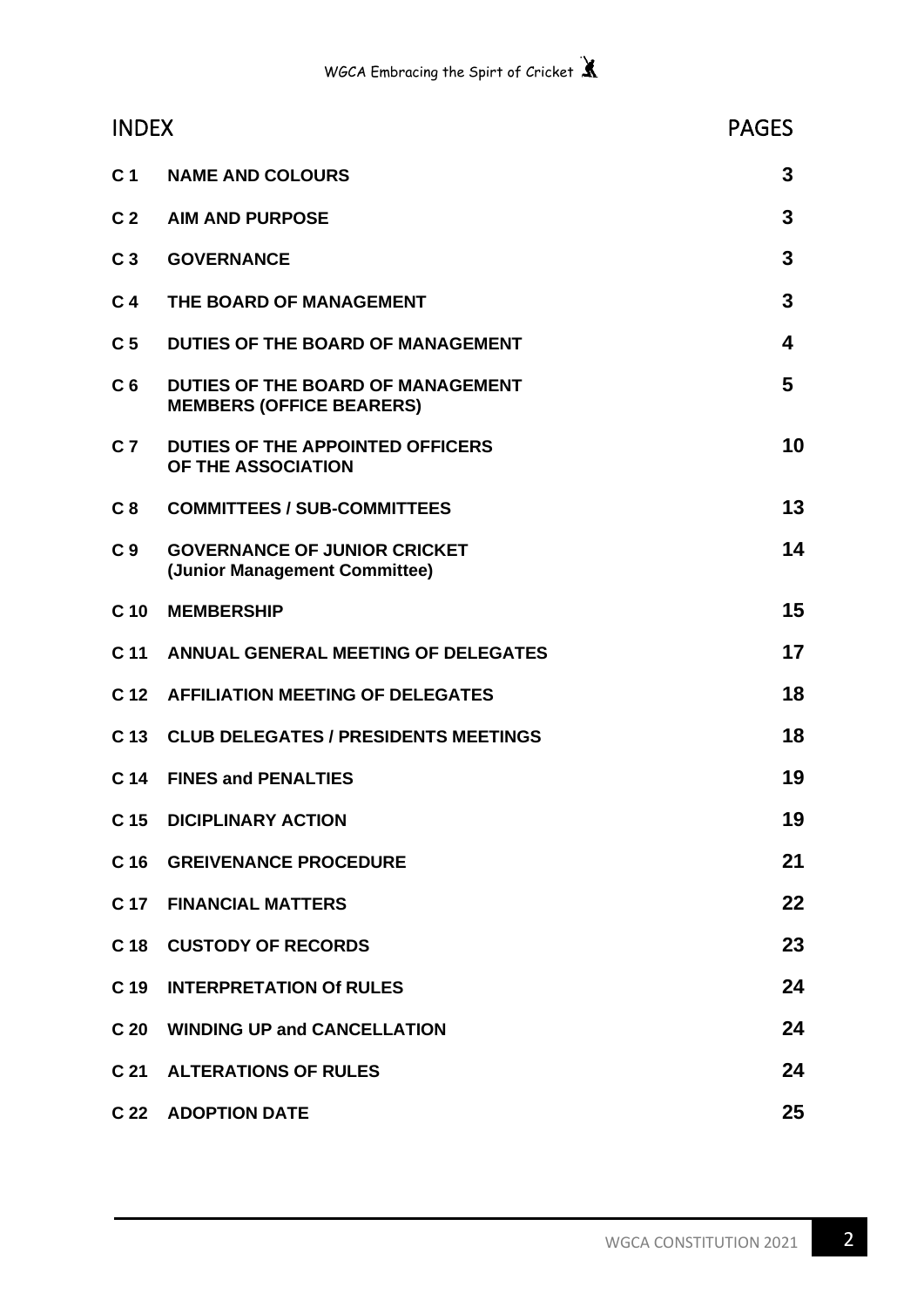| INDEX | | PAGES |
|---|---|---|
| **C 1** | **NAME AND COLOURS** | **3** |
| **C 2** | **AIM AND PURPOSE** | **3** |
| **C 3** | **GOVERNANCE** | **3** |
| **C 4** | **THE BOARD OF MANAGEMENT** | **3** |
| **C 5** | **DUTIES OF THE BOARD OF MANAGEMENT** | **4** |
| **C 6** | **DUTIES OF THE BOARD OF MANAGEMENT MEMBERS (OFFICE BEARERS)** | **5** |
| **C 7** | **DUTIES OF THE APPOINTED OFFICERS OF THE ASSOCIATION** | **10** |
| **C 8** | **COMMITTEES / SUB-COMMITTEES** | **13** |
| **C 9** | **GOVERNANCE OF JUNIOR CRICKET (Junior Management Committee)** | **14** |
| **C 10** | **MEMBERSHIP** | **15** |
| **C 11** | **ANNUAL GENERAL MEETING OF DELEGATES** | **17** |
| **C 12** | **AFFILIATION MEETING OF DELEGATES** | **18** |
| **C 13** | **CLUB DELEGATES / PRESIDENTS MEETINGS** | **18** |
| **C 14** | **FINES and PENALTIES** | **19** |
| **C 15** | **DICIPLINARY ACTION** | **19** |
| **C 16** | **GREIVENANCE PROCEDURE** | **21** |
| **C 17** | **FINANCIAL MATTERS** | **22** |
| **C 18** | **CUSTODY OF RECORDS** | **23** |
| **C 19** | **INTERPRETATION Of RULES** | **24** |
| **C 20** | **WINDING UP and CANCELLATION** | **24** |
| **C 21** | **ALTERATIONS OF RULES** | **24** |
| **C 22** | **ADOPTION DATE** | **25** |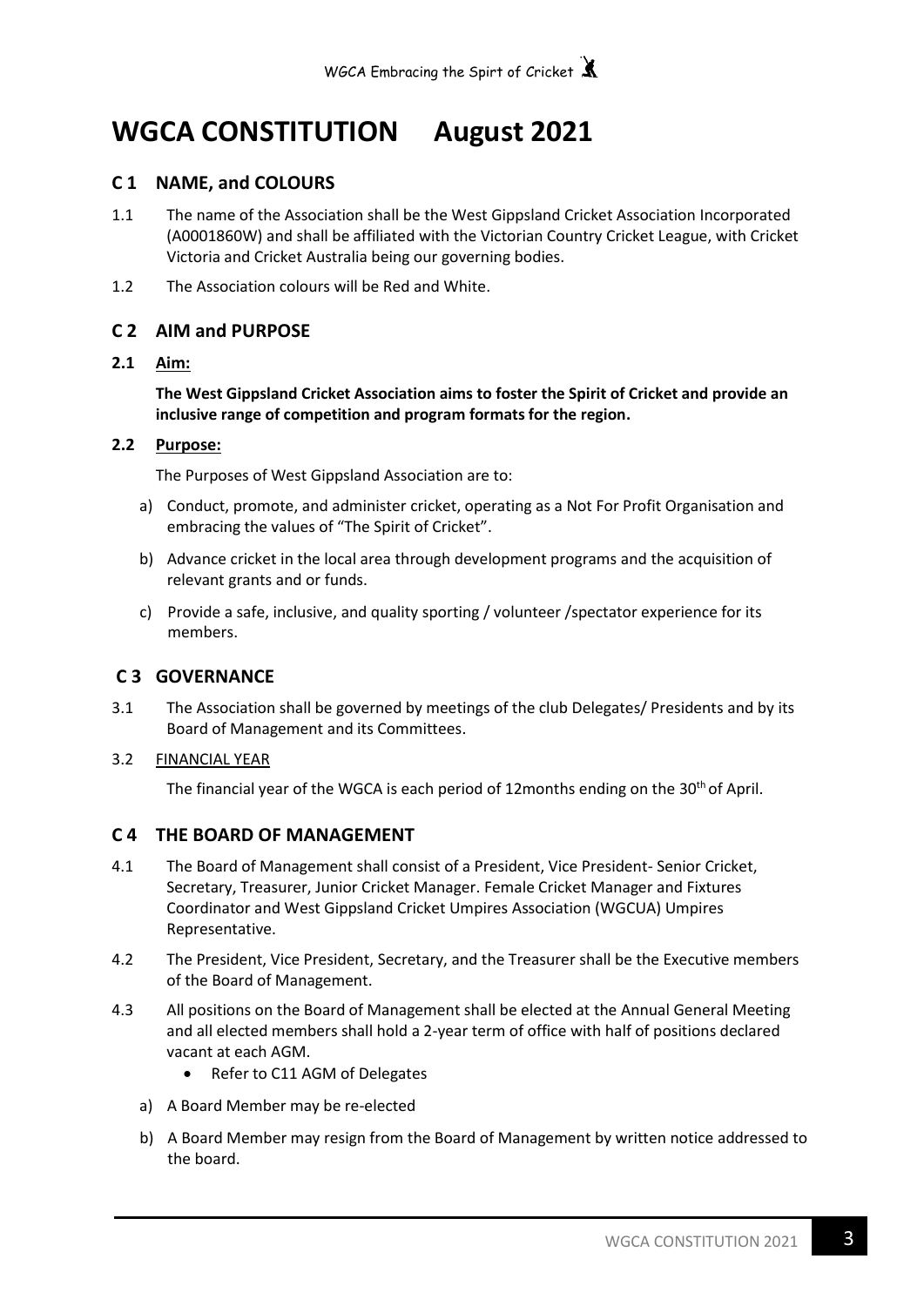# WGCA CONSTITUTION August 2021

## C 1 NAME, and COLOURS

1.1 The name of the Association shall be the West Gippsland Cricket Association Incorporated (A0001860W) and shall be affiliated with the Victorian Country Cricket League, with Cricket Victoria and Cricket Australia being our governing bodies.

1.2 The Association colours will be Red and White.

## C 2 AIM and PURPOSE

### 2.1 Aim:

**The West Gippsland Cricket Association aims to foster the Spirit of Cricket and provide an inclusive range of competition and program formats for the region.**

### 2.2 Purpose:

The Purposes of West Gippsland Association are to:

a) Conduct, promote, and administer cricket, operating as a Not For Profit Organisation and embracing the values of "The Spirit of Cricket".

b) Advance cricket in the local area through development programs and the acquisition of relevant grants and or funds.

c) Provide a safe, inclusive, and quality sporting / volunteer /spectator experience for its members.

## C 3 GOVERNANCE

3.1 The Association shall be governed by meetings of the club Delegates/ Presidents and by its Board of Management and its Committees.

3.2 FINANCIAL YEAR

The financial year of the WGCA is each period of 12months ending on the 30th of April.

## C 4 THE BOARD OF MANAGEMENT

4.1 The Board of Management shall consist of a President, Vice President- Senior Cricket, Secretary, Treasurer, Junior Cricket Manager. Female Cricket Manager and Fixtures Coordinator and West Gippsland Cricket Umpires Association (WGCUA) Umpires Representative.

4.2 The President, Vice President, Secretary, and the Treasurer shall be the Executive members of the Board of Management.

4.3 All positions on the Board of Management shall be elected at the Annual General Meeting and all elected members shall hold a 2-year term of office with half of positions declared vacant at each AGM.

- Refer to C11 AGM of Delegates

a) A Board Member may be re-elected

b) A Board Member may resign from the Board of Management by written notice addressed to the board.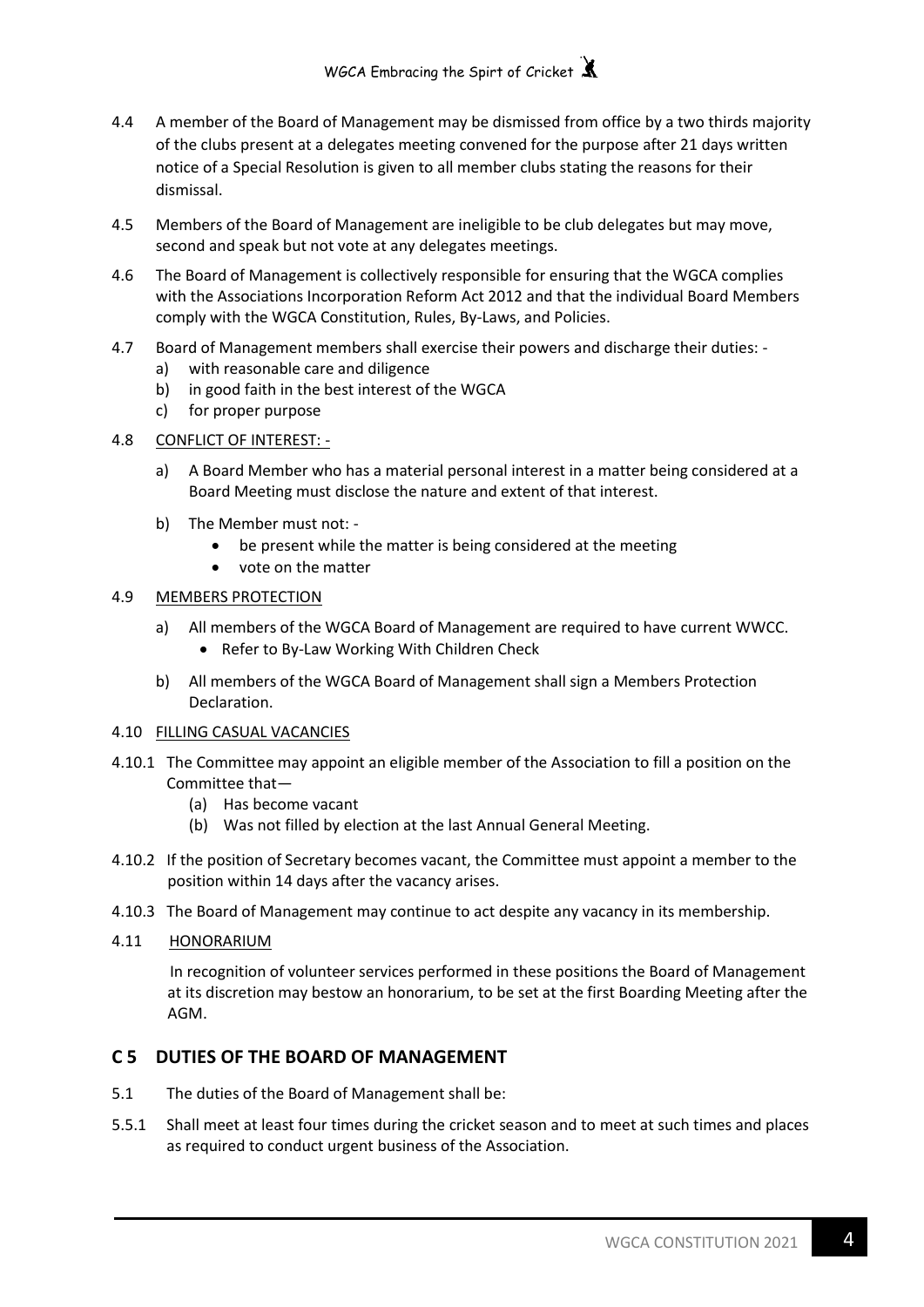4.4 A member of the Board of Management may be dismissed from office by a two thirds majority of the clubs present at a delegates meeting convened for the purpose after 21 days written notice of a Special Resolution is given to all member clubs stating the reasons for their dismissal.

4.5 Members of the Board of Management are ineligible to be club delegates but may move, second and speak but not vote at any delegates meetings.

4.6 The Board of Management is collectively responsible for ensuring that the WGCA complies with the Associations Incorporation Reform Act 2012 and that the individual Board Members comply with the WGCA Constitution, Rules, By-Laws, and Policies.

4.7 Board of Management members shall exercise their powers and discharge their duties: -

a) with reasonable care and diligence
b) in good faith in the best interest of the WGCA
c) for proper purpose

4.8 CONFLICT OF INTEREST: -

a) A Board Member who has a material personal interest in a matter being considered at a Board Meeting must disclose the nature and extent of that interest.

b) The Member must not: -
   - be present while the matter is being considered at the meeting
   - vote on the matter

4.9 MEMBERS PROTECTION

a) All members of the WGCA Board of Management are required to have current WWCC.
   - Refer to By-Law Working With Children Check

b) All members of the WGCA Board of Management shall sign a Members Protection Declaration.

4.10 FILLING CASUAL VACANCIES

4.10.1 The Committee may appoint an eligible member of the Association to fill a position on the Committee that—
   (a) Has become vacant
   (b) Was not filled by election at the last Annual General Meeting.

4.10.2 If the position of Secretary becomes vacant, the Committee must appoint a member to the position within 14 days after the vacancy arises.

4.10.3 The Board of Management may continue to act despite any vacancy in its membership.

4.11 HONORARIUM

In recognition of volunteer services performed in these positions the Board of Management at its discretion may bestow an honorarium, to be set at the first Boarding Meeting after the AGM.

## C 5 DUTIES OF THE BOARD OF MANAGEMENT

5.1 The duties of the Board of Management shall be:

5.5.1 Shall meet at least four times during the cricket season and to meet at such times and places as required to conduct urgent business of the Association.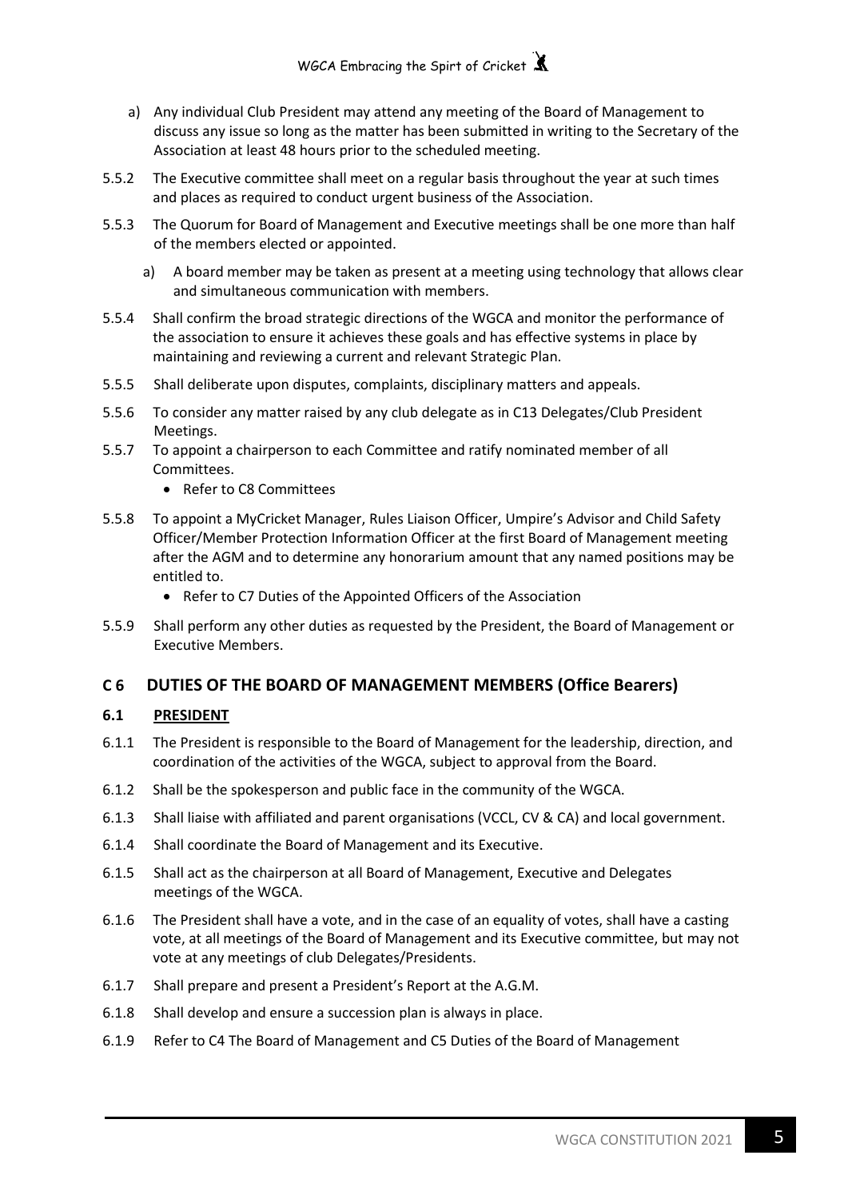a) Any individual Club President may attend any meeting of the Board of Management to discuss any issue so long as the matter has been submitted in writing to the Secretary of the Association at least 48 hours prior to the scheduled meeting.

5.5.2 The Executive committee shall meet on a regular basis throughout the year at such times and places as required to conduct urgent business of the Association.

5.5.3 The Quorum for Board of Management and Executive meetings shall be one more than half of the members elected or appointed.

   a) A board member may be taken as present at a meeting using technology that allows clear and simultaneous communication with members.

5.5.4 Shall confirm the broad strategic directions of the WGCA and monitor the performance of the association to ensure it achieves these goals and has effective systems in place by maintaining and reviewing a current and relevant Strategic Plan.

5.5.5 Shall deliberate upon disputes, complaints, disciplinary matters and appeals.

5.5.6 To consider any matter raised by any club delegate as in C13 Delegates/Club President Meetings.

5.5.7 To appoint a chairperson to each Committee and ratify nominated member of all Committees.

- Refer to C8 Committees

5.5.8 To appoint a MyCricket Manager, Rules Liaison Officer, Umpire's Advisor and Child Safety Officer/Member Protection Information Officer at the first Board of Management meeting after the AGM and to determine any honorarium amount that any named positions may be entitled to.

- Refer to C7 Duties of the Appointed Officers of the Association

5.5.9 Shall perform any other duties as requested by the President, the Board of Management or Executive Members.

## C 6 DUTIES OF THE BOARD OF MANAGEMENT MEMBERS (Office Bearers)

### 6.1 PRESIDENT

6.1.1 The President is responsible to the Board of Management for the leadership, direction, and coordination of the activities of the WGCA, subject to approval from the Board.

6.1.2 Shall be the spokesperson and public face in the community of the WGCA.

6.1.3 Shall liaise with affiliated and parent organisations (VCCL, CV & CA) and local government.

6.1.4 Shall coordinate the Board of Management and its Executive.

6.1.5 Shall act as the chairperson at all Board of Management, Executive and Delegates meetings of the WGCA.

6.1.6 The President shall have a vote, and in the case of an equality of votes, shall have a casting vote, at all meetings of the Board of Management and its Executive committee, but may not vote at any meetings of club Delegates/Presidents.

6.1.7 Shall prepare and present a President's Report at the A.G.M.

6.1.8 Shall develop and ensure a succession plan is always in place.

6.1.9 Refer to C4 The Board of Management and C5 Duties of the Board of Management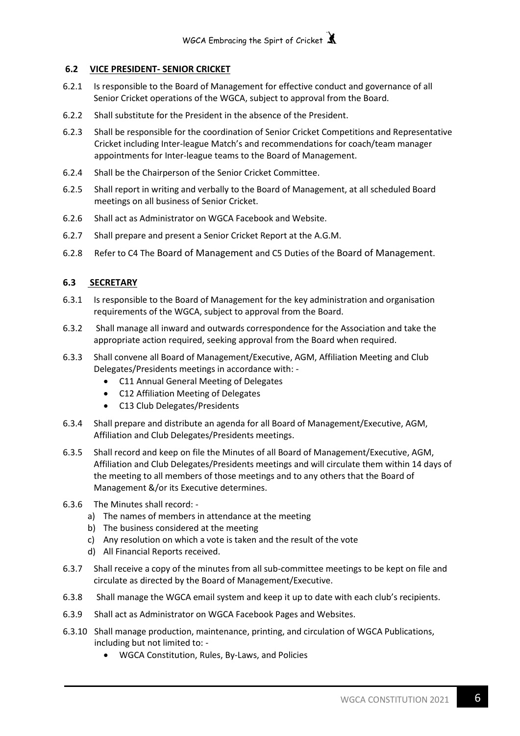### 6.2 VICE PRESIDENT- SENIOR CRICKET

6.2.1 Is responsible to the Board of Management for effective conduct and governance of all Senior Cricket operations of the WGCA, subject to approval from the Board.

6.2.2 Shall substitute for the President in the absence of the President.

6.2.3 Shall be responsible for the coordination of Senior Cricket Competitions and Representative Cricket including Inter-league Match's and recommendations for coach/team manager appointments for Inter-league teams to the Board of Management.

6.2.4 Shall be the Chairperson of the Senior Cricket Committee.

6.2.5 Shall report in writing and verbally to the Board of Management, at all scheduled Board meetings on all business of Senior Cricket.

6.2.6 Shall act as Administrator on WGCA Facebook and Website.

6.2.7 Shall prepare and present a Senior Cricket Report at the A.G.M.

6.2.8 Refer to C4 The Board of Management and C5 Duties of the Board of Management.

### 6.3 SECRETARY

6.3.1 Is responsible to the Board of Management for the key administration and organisation requirements of the WGCA, subject to approval from the Board.

6.3.2 Shall manage all inward and outwards correspondence for the Association and take the appropriate action required, seeking approval from the Board when required.

6.3.3 Shall convene all Board of Management/Executive, AGM, Affiliation Meeting and Club Delegates/Presidents meetings in accordance with: -

- C11 Annual General Meeting of Delegates
- C12 Affiliation Meeting of Delegates
- C13 Club Delegates/Presidents

6.3.4 Shall prepare and distribute an agenda for all Board of Management/Executive, AGM, Affiliation and Club Delegates/Presidents meetings.

6.3.5 Shall record and keep on file the Minutes of all Board of Management/Executive, AGM, Affiliation and Club Delegates/Presidents meetings and will circulate them within 14 days of the meeting to all members of those meetings and to any others that the Board of Management &/or its Executive determines.

6.3.6 The Minutes shall record: -

a) The names of members in attendance at the meeting
b) The business considered at the meeting
c) Any resolution on which a vote is taken and the result of the vote
d) All Financial Reports received.

6.3.7 Shall receive a copy of the minutes from all sub-committee meetings to be kept on file and circulate as directed by the Board of Management/Executive.

6.3.8 Shall manage the WGCA email system and keep it up to date with each club's recipients.

6.3.9 Shall act as Administrator on WGCA Facebook Pages and Websites.

6.3.10 Shall manage production, maintenance, printing, and circulation of WGCA Publications, including but not limited to: -

- WGCA Constitution, Rules, By-Laws, and Policies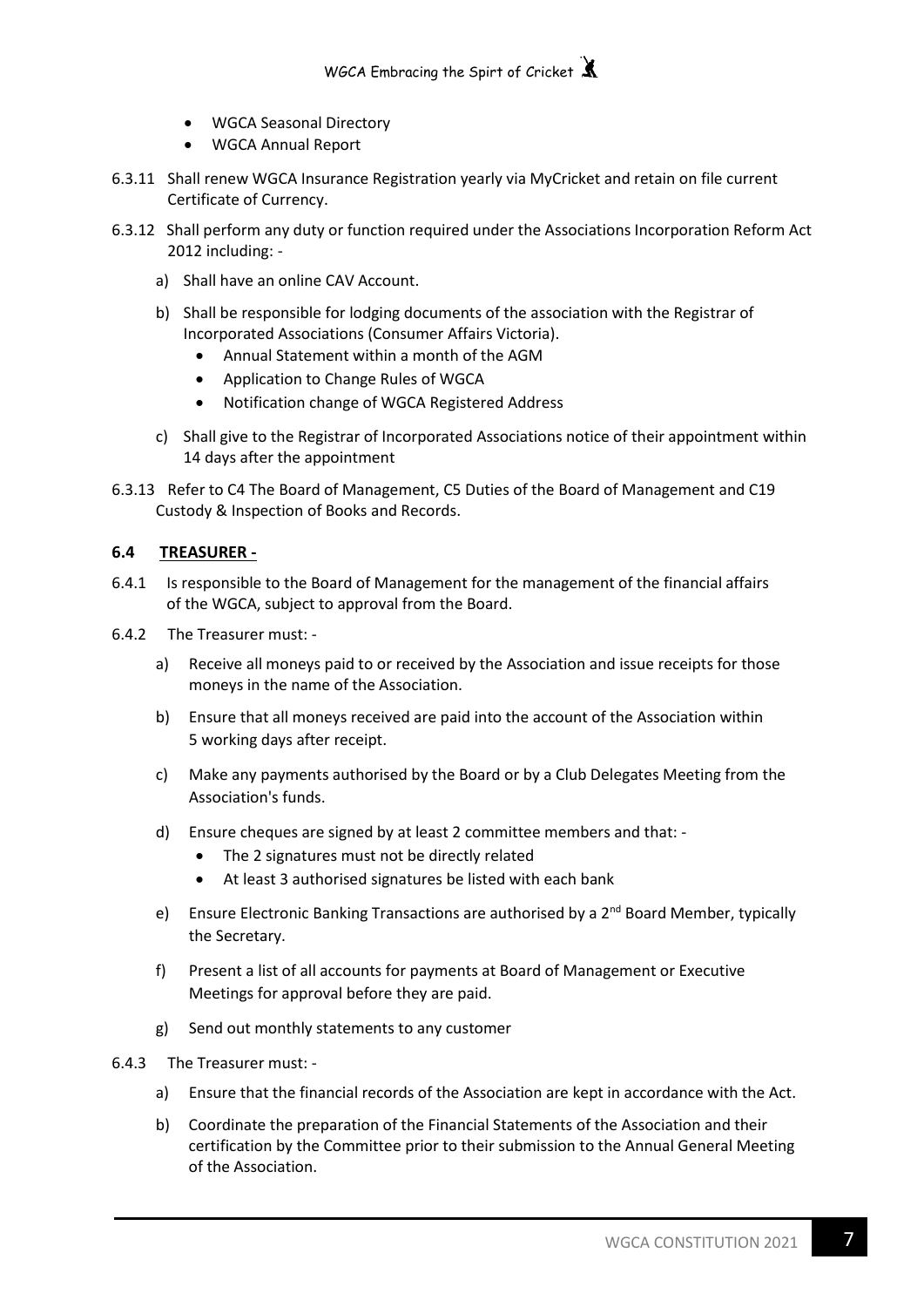- WGCA Seasonal Directory
- WGCA Annual Report

6.3.11 Shall renew WGCA Insurance Registration yearly via MyCricket and retain on file current Certificate of Currency.

6.3.12 Shall perform any duty or function required under the Associations Incorporation Reform Act 2012 including: -

a) Shall have an online CAV Account.

b) Shall be responsible for lodging documents of the association with the Registrar of Incorporated Associations (Consumer Affairs Victoria).
   - Annual Statement within a month of the AGM
   - Application to Change Rules of WGCA
   - Notification change of WGCA Registered Address

c) Shall give to the Registrar of Incorporated Associations notice of their appointment within 14 days after the appointment

6.3.13 Refer to C4 The Board of Management, C5 Duties of the Board of Management and C19 Custody & Inspection of Books and Records.

### 6.4 TREASURER -

6.4.1 Is responsible to the Board of Management for the management of the financial affairs of the WGCA, subject to approval from the Board.

6.4.2 The Treasurer must: -

a) Receive all moneys paid to or received by the Association and issue receipts for those moneys in the name of the Association.

b) Ensure that all moneys received are paid into the account of the Association within 5 working days after receipt.

c) Make any payments authorised by the Board or by a Club Delegates Meeting from the Association's funds.

d) Ensure cheques are signed by at least 2 committee members and that: -
   - The 2 signatures must not be directly related
   - At least 3 authorised signatures be listed with each bank

e) Ensure Electronic Banking Transactions are authorised by a 2nd Board Member, typically the Secretary.

f) Present a list of all accounts for payments at Board of Management or Executive Meetings for approval before they are paid.

g) Send out monthly statements to any customer

6.4.3 The Treasurer must: -

a) Ensure that the financial records of the Association are kept in accordance with the Act.

b) Coordinate the preparation of the Financial Statements of the Association and their certification by the Committee prior to their submission to the Annual General Meeting of the Association.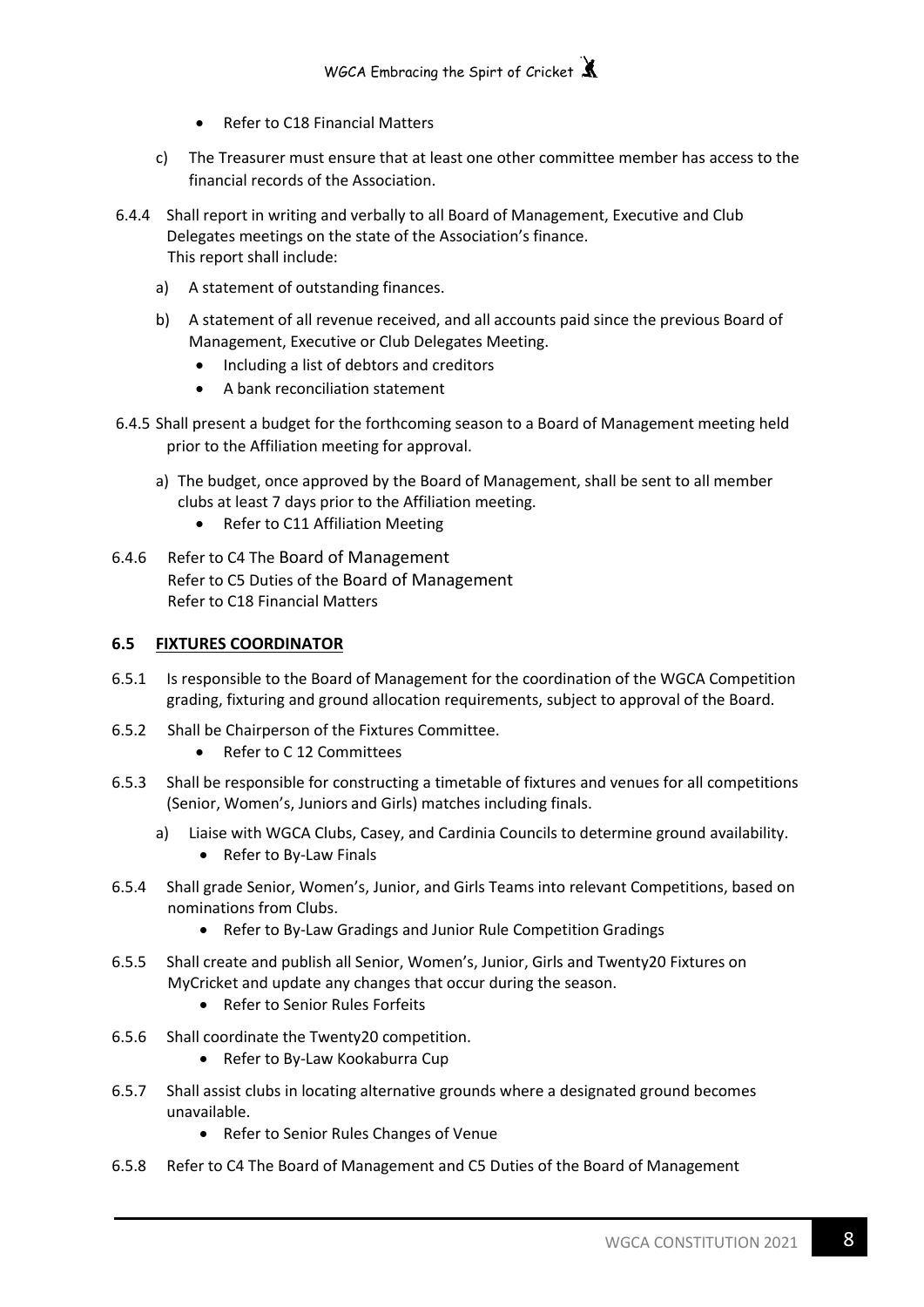- Refer to C18 Financial Matters

c) The Treasurer must ensure that at least one other committee member has access to the financial records of the Association.

6.4.4 Shall report in writing and verbally to all Board of Management, Executive and Club Delegates meetings on the state of the Association's finance.
This report shall include:

a) A statement of outstanding finances.

b) A statement of all revenue received, and all accounts paid since the previous Board of Management, Executive or Club Delegates Meeting.
   - Including a list of debtors and creditors
   - A bank reconciliation statement

6.4.5 Shall present a budget for the forthcoming season to a Board of Management meeting held prior to the Affiliation meeting for approval.

a) The budget, once approved by the Board of Management, shall be sent to all member clubs at least 7 days prior to the Affiliation meeting.
   - Refer to C11 Affiliation Meeting

6.4.6 Refer to C4 The Board of Management
Refer to C5 Duties of the Board of Management
Refer to C18 Financial Matters

### 6.5 FIXTURES COORDINATOR

6.5.1 Is responsible to the Board of Management for the coordination of the WGCA Competition grading, fixturing and ground allocation requirements, subject to approval of the Board.

6.5.2 Shall be Chairperson of the Fixtures Committee.
   - Refer to C 12 Committees

6.5.3 Shall be responsible for constructing a timetable of fixtures and venues for all competitions (Senior, Women's, Juniors and Girls) matches including finals.

a) Liaise with WGCA Clubs, Casey, and Cardinia Councils to determine ground availability.
   - Refer to By-Law Finals

6.5.4 Shall grade Senior, Women's, Junior, and Girls Teams into relevant Competitions, based on nominations from Clubs.
   - Refer to By-Law Gradings and Junior Rule Competition Gradings

6.5.5 Shall create and publish all Senior, Women's, Junior, Girls and Twenty20 Fixtures on MyCricket and update any changes that occur during the season.
   - Refer to Senior Rules Forfeits

6.5.6 Shall coordinate the Twenty20 competition.
   - Refer to By-Law Kookaburra Cup

6.5.7 Shall assist clubs in locating alternative grounds where a designated ground becomes unavailable.
   - Refer to Senior Rules Changes of Venue

6.5.8 Refer to C4 The Board of Management and C5 Duties of the Board of Management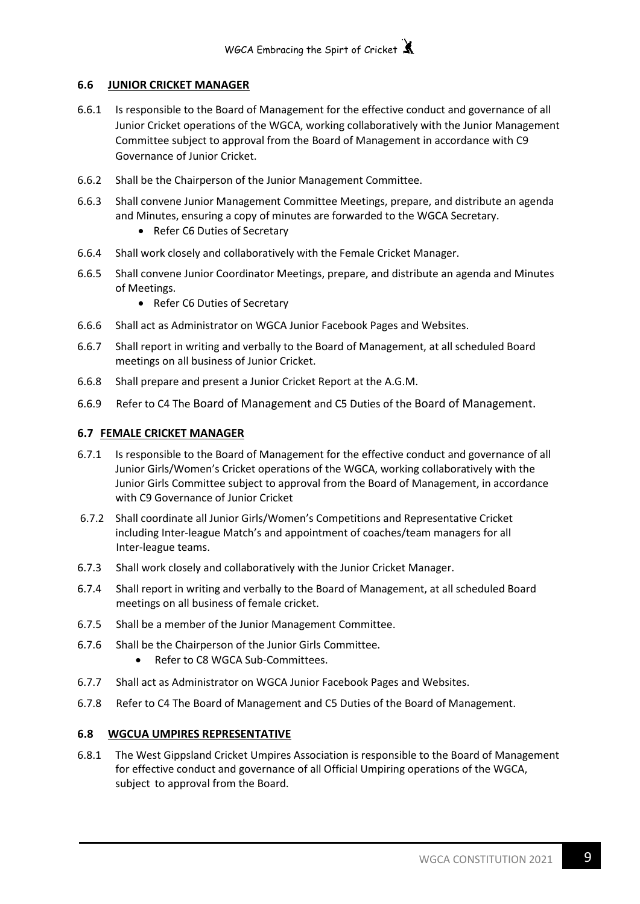### 6.6 JUNIOR CRICKET MANAGER

6.6.1 Is responsible to the Board of Management for the effective conduct and governance of all Junior Cricket operations of the WGCA, working collaboratively with the Junior Management Committee subject to approval from the Board of Management in accordance with C9 Governance of Junior Cricket.

6.6.2 Shall be the Chairperson of the Junior Management Committee.

6.6.3 Shall convene Junior Management Committee Meetings, prepare, and distribute an agenda and Minutes, ensuring a copy of minutes are forwarded to the WGCA Secretary.

- Refer C6 Duties of Secretary

6.6.4 Shall work closely and collaboratively with the Female Cricket Manager.

6.6.5 Shall convene Junior Coordinator Meetings, prepare, and distribute an agenda and Minutes of Meetings.

- Refer C6 Duties of Secretary

6.6.6 Shall act as Administrator on WGCA Junior Facebook Pages and Websites.

6.6.7 Shall report in writing and verbally to the Board of Management, at all scheduled Board meetings on all business of Junior Cricket.

6.6.8 Shall prepare and present a Junior Cricket Report at the A.G.M.

6.6.9 Refer to C4 The Board of Management and C5 Duties of the Board of Management.

### 6.7 FEMALE CRICKET MANAGER

6.7.1 Is responsible to the Board of Management for the effective conduct and governance of all Junior Girls/Women's Cricket operations of the WGCA, working collaboratively with the Junior Girls Committee subject to approval from the Board of Management, in accordance with C9 Governance of Junior Cricket

6.7.2 Shall coordinate all Junior Girls/Women's Competitions and Representative Cricket including Inter-league Match's and appointment of coaches/team managers for all Inter-league teams.

6.7.3 Shall work closely and collaboratively with the Junior Cricket Manager.

6.7.4 Shall report in writing and verbally to the Board of Management, at all scheduled Board meetings on all business of female cricket.

6.7.5 Shall be a member of the Junior Management Committee.

6.7.6 Shall be the Chairperson of the Junior Girls Committee.

- Refer to C8 WGCA Sub-Committees.

6.7.7 Shall act as Administrator on WGCA Junior Facebook Pages and Websites.

6.7.8 Refer to C4 The Board of Management and C5 Duties of the Board of Management.

### 6.8 WGCUA UMPIRES REPRESENTATIVE

6.8.1 The West Gippsland Cricket Umpires Association is responsible to the Board of Management for effective conduct and governance of all Official Umpiring operations of the WGCA, subject to approval from the Board.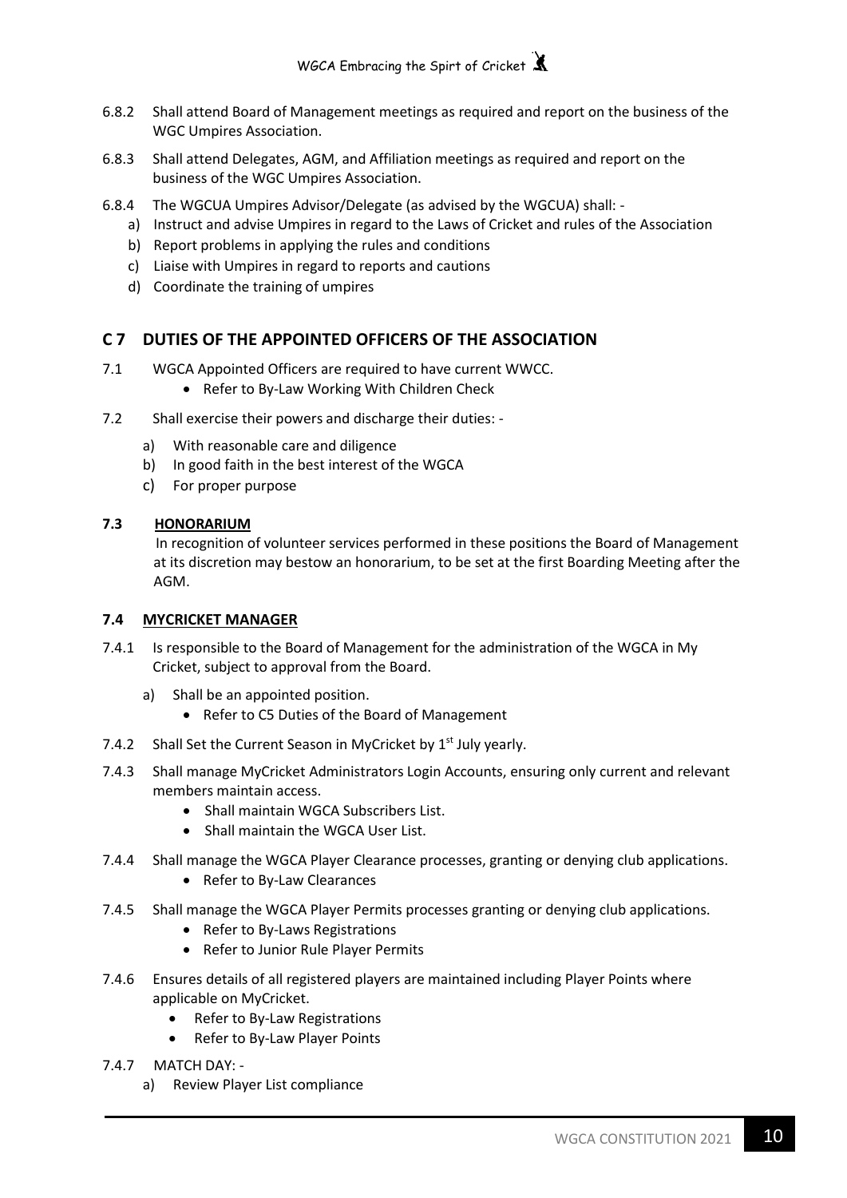6.8.2 Shall attend Board of Management meetings as required and report on the business of the WGC Umpires Association.

6.8.3 Shall attend Delegates, AGM, and Affiliation meetings as required and report on the business of the WGC Umpires Association.

6.8.4 The WGCUA Umpires Advisor/Delegate (as advised by the WGCUA) shall: -

a) Instruct and advise Umpires in regard to the Laws of Cricket and rules of the Association
b) Report problems in applying the rules and conditions
c) Liaise with Umpires in regard to reports and cautions
d) Coordinate the training of umpires

## C 7 DUTIES OF THE APPOINTED OFFICERS OF THE ASSOCIATION

7.1 WGCA Appointed Officers are required to have current WWCC.

- Refer to By-Law Working With Children Check

7.2 Shall exercise their powers and discharge their duties: -

a) With reasonable care and diligence
b) In good faith in the best interest of the WGCA
c) For proper purpose

### 7.3 HONORARIUM

In recognition of volunteer services performed in these positions the Board of Management at its discretion may bestow an honorarium, to be set at the first Boarding Meeting after the AGM.

### 7.4 MYCRICKET MANAGER

7.4.1 Is responsible to the Board of Management for the administration of the WGCA in My Cricket, subject to approval from the Board.

a) Shall be an appointed position.
   - Refer to C5 Duties of the Board of Management

7.4.2 Shall Set the Current Season in MyCricket by 1st July yearly.

7.4.3 Shall manage MyCricket Administrators Login Accounts, ensuring only current and relevant members maintain access.

- Shall maintain WGCA Subscribers List.
- Shall maintain the WGCA User List.

7.4.4 Shall manage the WGCA Player Clearance processes, granting or denying club applications.

- Refer to By-Law Clearances

7.4.5 Shall manage the WGCA Player Permits processes granting or denying club applications.

- Refer to By-Laws Registrations
- Refer to Junior Rule Player Permits

7.4.6 Ensures details of all registered players are maintained including Player Points where applicable on MyCricket.

- Refer to By-Law Registrations
- Refer to By-Law Player Points

7.4.7 MATCH DAY: -

a) Review Player List compliance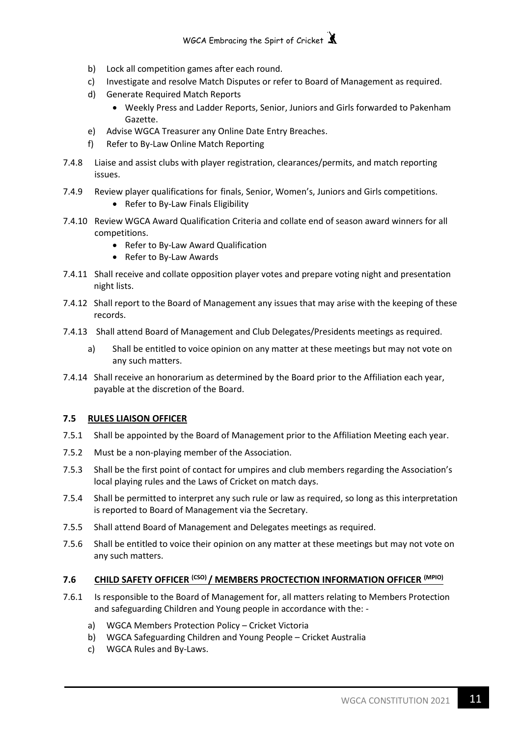b) Lock all competition games after each round.
c) Investigate and resolve Match Disputes or refer to Board of Management as required.
d) Generate Required Match Reports
    - Weekly Press and Ladder Reports, Senior, Juniors and Girls forwarded to Pakenham Gazette.
e) Advise WGCA Treasurer any Online Date Entry Breaches.
f) Refer to By-Law Online Match Reporting

7.4.8 Liaise and assist clubs with player registration, clearances/permits, and match reporting issues.

7.4.9 Review player qualifications for finals, Senior, Women's, Juniors and Girls competitions.
- Refer to By-Law Finals Eligibility

7.4.10 Review WGCA Award Qualification Criteria and collate end of season award winners for all competitions.
- Refer to By-Law Award Qualification
- Refer to By-Law Awards

7.4.11 Shall receive and collate opposition player votes and prepare voting night and presentation night lists.

7.4.12 Shall report to the Board of Management any issues that may arise with the keeping of these records.

7.4.13 Shall attend Board of Management and Club Delegates/Presidents meetings as required.

a) Shall be entitled to voice opinion on any matter at these meetings but may not vote on any such matters.

7.4.14 Shall receive an honorarium as determined by the Board prior to the Affiliation each year, payable at the discretion of the Board.

### 7.5 RULES LIAISON OFFICER

7.5.1 Shall be appointed by the Board of Management prior to the Affiliation Meeting each year.

7.5.2 Must be a non-playing member of the Association.

7.5.3 Shall be the first point of contact for umpires and club members regarding the Association's local playing rules and the Laws of Cricket on match days.

7.5.4 Shall be permitted to interpret any such rule or law as required, so long as this interpretation is reported to Board of Management via the Secretary.

7.5.5 Shall attend Board of Management and Delegates meetings as required.

7.5.6 Shall be entitled to voice their opinion on any matter at these meetings but may not vote on any such matters.

### 7.6 CHILD SAFETY OFFICER (CSO) / MEMBERS PROCTECTION INFORMATION OFFICER (MPIO)

7.6.1 Is responsible to the Board of Management for, all matters relating to Members Protection and safeguarding Children and Young people in accordance with the: -

a) WGCA Members Protection Policy – Cricket Victoria
b) WGCA Safeguarding Children and Young People – Cricket Australia
c) WGCA Rules and By-Laws.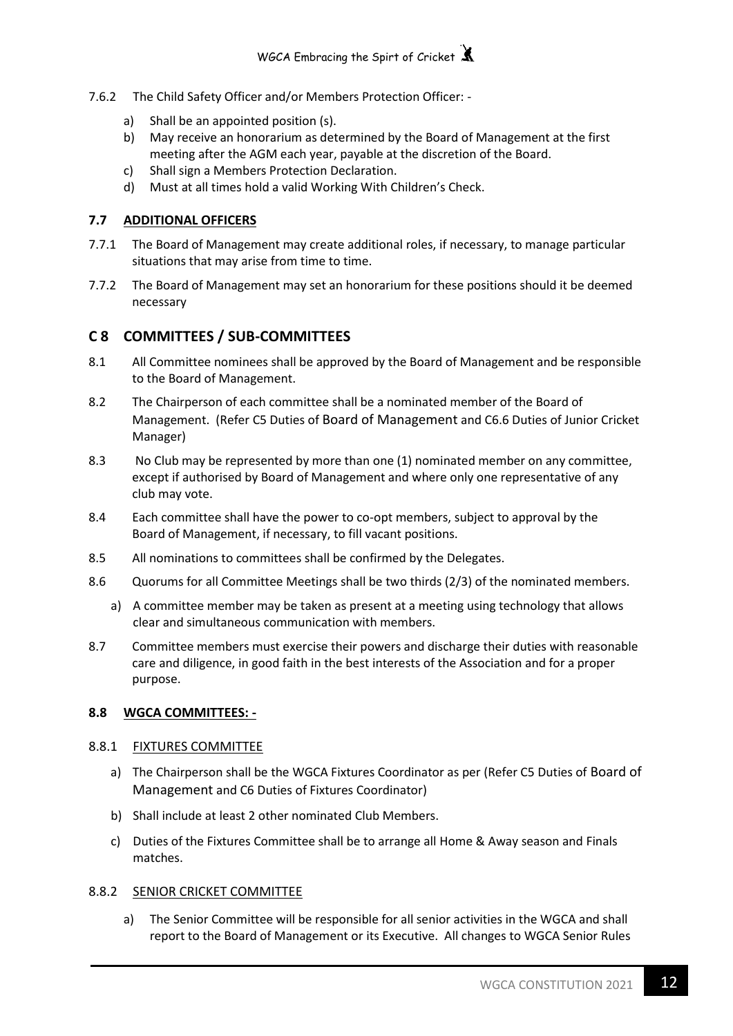7.6.2 The Child Safety Officer and/or Members Protection Officer: -

a) Shall be an appointed position (s).
b) May receive an honorarium as determined by the Board of Management at the first meeting after the AGM each year, payable at the discretion of the Board.
c) Shall sign a Members Protection Declaration.
d) Must at all times hold a valid Working With Children's Check.

### 7.7 ADDITIONAL OFFICERS

7.7.1 The Board of Management may create additional roles, if necessary, to manage particular situations that may arise from time to time.

7.7.2 The Board of Management may set an honorarium for these positions should it be deemed necessary

## C 8 COMMITTEES / SUB-COMMITTEES

8.1 All Committee nominees shall be approved by the Board of Management and be responsible to the Board of Management.

8.2 The Chairperson of each committee shall be a nominated member of the Board of Management. (Refer C5 Duties of Board of Management and C6.6 Duties of Junior Cricket Manager)

8.3 No Club may be represented by more than one (1) nominated member on any committee, except if authorised by Board of Management and where only one representative of any club may vote.

8.4 Each committee shall have the power to co-opt members, subject to approval by the Board of Management, if necessary, to fill vacant positions.

8.5 All nominations to committees shall be confirmed by the Delegates.

8.6 Quorums for all Committee Meetings shall be two thirds (2/3) of the nominated members.

a) A committee member may be taken as present at a meeting using technology that allows clear and simultaneous communication with members.

8.7 Committee members must exercise their powers and discharge their duties with reasonable care and diligence, in good faith in the best interests of the Association and for a proper purpose.

### 8.8 WGCA COMMITTEES: -

8.8.1 FIXTURES COMMITTEE

a) The Chairperson shall be the WGCA Fixtures Coordinator as per (Refer C5 Duties of Board of Management and C6 Duties of Fixtures Coordinator)
b) Shall include at least 2 other nominated Club Members.
c) Duties of the Fixtures Committee shall be to arrange all Home & Away season and Finals matches.

8.8.2 SENIOR CRICKET COMMITTEE

a) The Senior Committee will be responsible for all senior activities in the WGCA and shall report to the Board of Management or its Executive. All changes to WGCA Senior Rules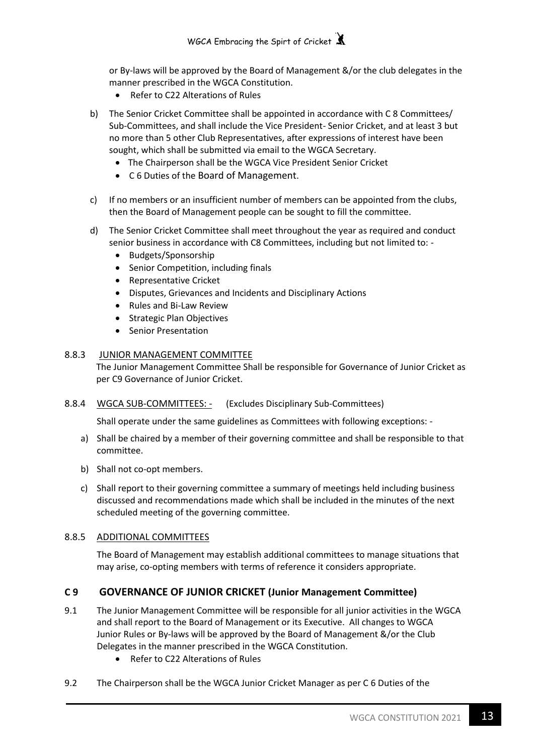or By-laws will be approved by the Board of Management &/or the club delegates in the manner prescribed in the WGCA Constitution.

- Refer to C22 Alterations of Rules

b) The Senior Cricket Committee shall be appointed in accordance with C 8 Committees/ Sub-Committees, and shall include the Vice President- Senior Cricket, and at least 3 but no more than 5 other Club Representatives, after expressions of interest have been sought, which shall be submitted via email to the WGCA Secretary.
   - The Chairperson shall be the WGCA Vice President Senior Cricket
   - C 6 Duties of the Board of Management.

c) If no members or an insufficient number of members can be appointed from the clubs, then the Board of Management people can be sought to fill the committee.

d) The Senior Cricket Committee shall meet throughout the year as required and conduct senior business in accordance with C8 Committees, including but not limited to: -
   - Budgets/Sponsorship
   - Senior Competition, including finals
   - Representative Cricket
   - Disputes, Grievances and Incidents and Disciplinary Actions
   - Rules and Bi-Law Review
   - Strategic Plan Objectives
   - Senior Presentation

8.8.3 JUNIOR MANAGEMENT COMMITTEE

The Junior Management Committee Shall be responsible for Governance of Junior Cricket as per C9 Governance of Junior Cricket.

8.8.4 WGCA SUB-COMMITTEES: - (Excludes Disciplinary Sub-Committees)

Shall operate under the same guidelines as Committees with following exceptions: -

a) Shall be chaired by a member of their governing committee and shall be responsible to that committee.

b) Shall not co-opt members.

c) Shall report to their governing committee a summary of meetings held including business discussed and recommendations made which shall be included in the minutes of the next scheduled meeting of the governing committee.

8.8.5 ADDITIONAL COMMITTEES

The Board of Management may establish additional committees to manage situations that may arise, co-opting members with terms of reference it considers appropriate.

## C 9 GOVERNANCE OF JUNIOR CRICKET (Junior Management Committee)

9.1 The Junior Management Committee will be responsible for all junior activities in the WGCA and shall report to the Board of Management or its Executive. All changes to WGCA Junior Rules or By-laws will be approved by the Board of Management &/or the Club Delegates in the manner prescribed in the WGCA Constitution.

- Refer to C22 Alterations of Rules

9.2 The Chairperson shall be the WGCA Junior Cricket Manager as per C 6 Duties of the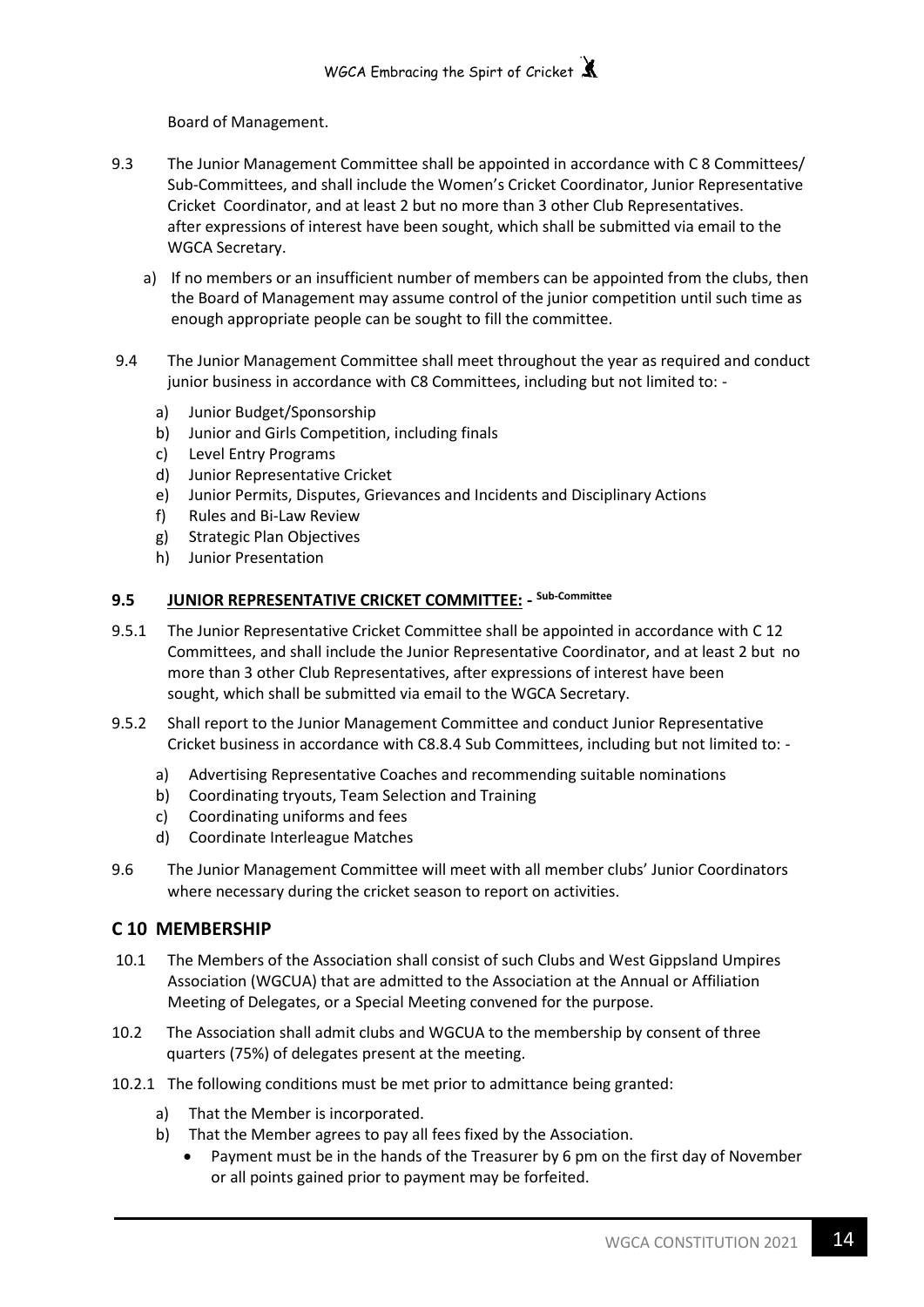Board of Management.

9.3 The Junior Management Committee shall be appointed in accordance with C 8 Committees/ Sub-Committees, and shall include the Women's Cricket Coordinator, Junior Representative Cricket Coordinator, and at least 2 but no more than 3 other Club Representatives. after expressions of interest have been sought, which shall be submitted via email to the WGCA Secretary.

a) If no members or an insufficient number of members can be appointed from the clubs, then the Board of Management may assume control of the junior competition until such time as enough appropriate people can be sought to fill the committee.

9.4 The Junior Management Committee shall meet throughout the year as required and conduct junior business in accordance with C8 Committees, including but not limited to: -

a) Junior Budget/Sponsorship
b) Junior and Girls Competition, including finals
c) Level Entry Programs
d) Junior Representative Cricket
e) Junior Permits, Disputes, Grievances and Incidents and Disciplinary Actions
f) Rules and Bi-Law Review
g) Strategic Plan Objectives
h) Junior Presentation

### 9.5 JUNIOR REPRESENTATIVE CRICKET COMMITTEE: - Sub-Committee

9.5.1 The Junior Representative Cricket Committee shall be appointed in accordance with C 12 Committees, and shall include the Junior Representative Coordinator, and at least 2 but no more than 3 other Club Representatives, after expressions of interest have been sought, which shall be submitted via email to the WGCA Secretary.

9.5.2 Shall report to the Junior Management Committee and conduct Junior Representative Cricket business in accordance with C8.8.4 Sub Committees, including but not limited to: -

a) Advertising Representative Coaches and recommending suitable nominations
b) Coordinating tryouts, Team Selection and Training
c) Coordinating uniforms and fees
d) Coordinate Interleague Matches

9.6 The Junior Management Committee will meet with all member clubs' Junior Coordinators where necessary during the cricket season to report on activities.

## C 10 MEMBERSHIP

10.1 The Members of the Association shall consist of such Clubs and West Gippsland Umpires Association (WGCUA) that are admitted to the Association at the Annual or Affiliation Meeting of Delegates, or a Special Meeting convened for the purpose.

10.2 The Association shall admit clubs and WGCUA to the membership by consent of three quarters (75%) of delegates present at the meeting.

10.2.1 The following conditions must be met prior to admittance being granted:

a) That the Member is incorporated.
b) That the Member agrees to pay all fees fixed by the Association.
   - Payment must be in the hands of the Treasurer by 6 pm on the first day of November or all points gained prior to payment may be forfeited.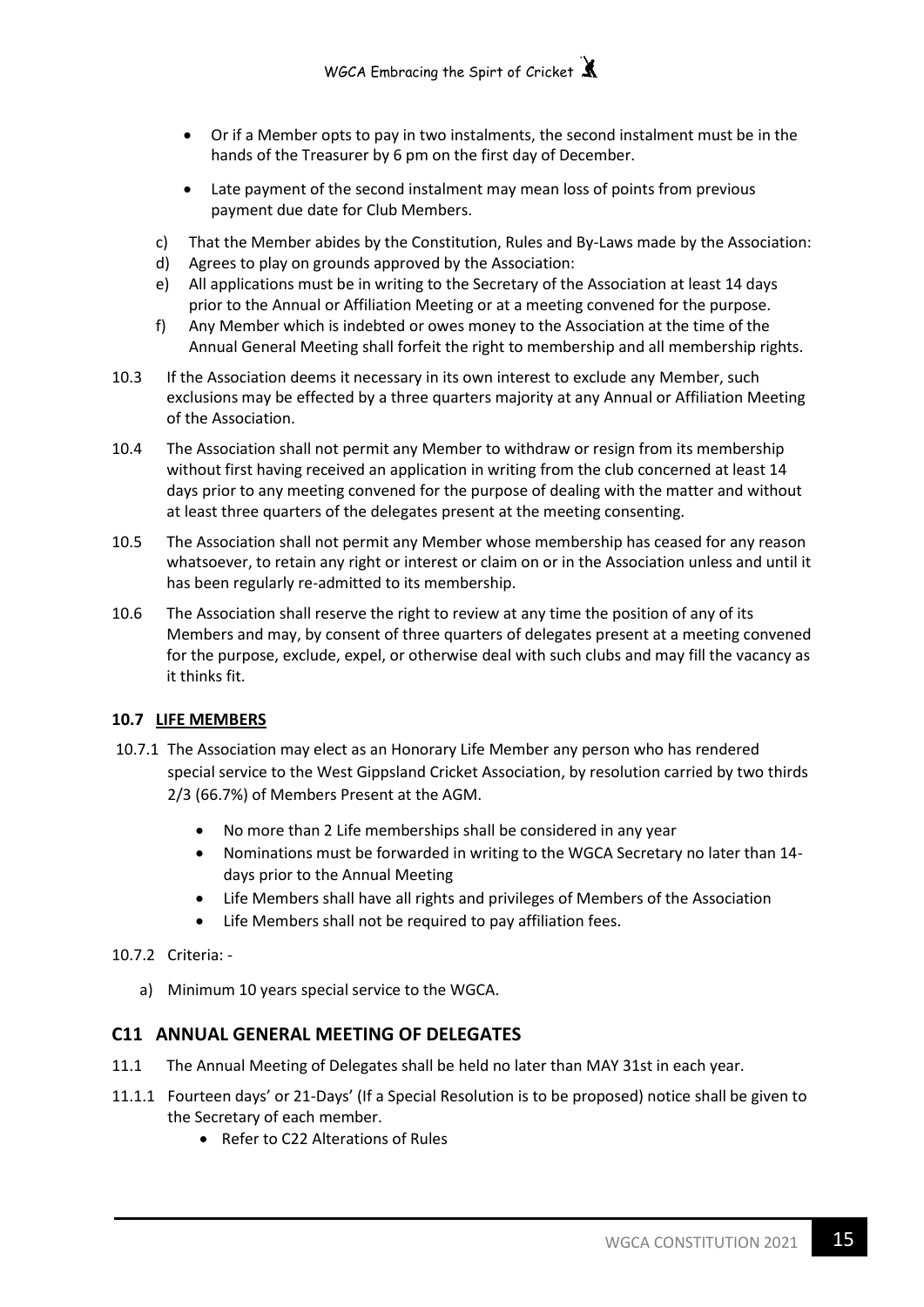- Or if a Member opts to pay in two instalments, the second instalment must be in the hands of the Treasurer by 6 pm on the first day of December.
- Late payment of the second instalment may mean loss of points from previous payment due date for Club Members.

c) That the Member abides by the Constitution, Rules and By-Laws made by the Association:

d) Agrees to play on grounds approved by the Association:

e) All applications must be in writing to the Secretary of the Association at least 14 days prior to the Annual or Affiliation Meeting or at a meeting convened for the purpose.

f) Any Member which is indebted or owes money to the Association at the time of the Annual General Meeting shall forfeit the right to membership and all membership rights.

10.3 If the Association deems it necessary in its own interest to exclude any Member, such exclusions may be effected by a three quarters majority at any Annual or Affiliation Meeting of the Association.

10.4 The Association shall not permit any Member to withdraw or resign from its membership without first having received an application in writing from the club concerned at least 14 days prior to any meeting convened for the purpose of dealing with the matter and without at least three quarters of the delegates present at the meeting consenting.

10.5 The Association shall not permit any Member whose membership has ceased for any reason whatsoever, to retain any right or interest or claim on or in the Association unless and until it has been regularly re-admitted to its membership.

10.6 The Association shall reserve the right to review at any time the position of any of its Members and may, by consent of three quarters of delegates present at a meeting convened for the purpose, exclude, expel, or otherwise deal with such clubs and may fill the vacancy as it thinks fit.

### 10.7 LIFE MEMBERS

10.7.1 The Association may elect as an Honorary Life Member any person who has rendered special service to the West Gippsland Cricket Association, by resolution carried by two thirds 2/3 (66.7%) of Members Present at the AGM.

- No more than 2 Life memberships shall be considered in any year
- Nominations must be forwarded in writing to the WGCA Secretary no later than 14-days prior to the Annual Meeting
- Life Members shall have all rights and privileges of Members of the Association
- Life Members shall not be required to pay affiliation fees.

10.7.2 Criteria: -

a) Minimum 10 years special service to the WGCA.

## C11 ANNUAL GENERAL MEETING OF DELEGATES

11.1 The Annual Meeting of Delegates shall be held no later than MAY 31st in each year.

11.1.1 Fourteen days' or 21-Days' (If a Special Resolution is to be proposed) notice shall be given to the Secretary of each member.

- Refer to C22 Alterations of Rules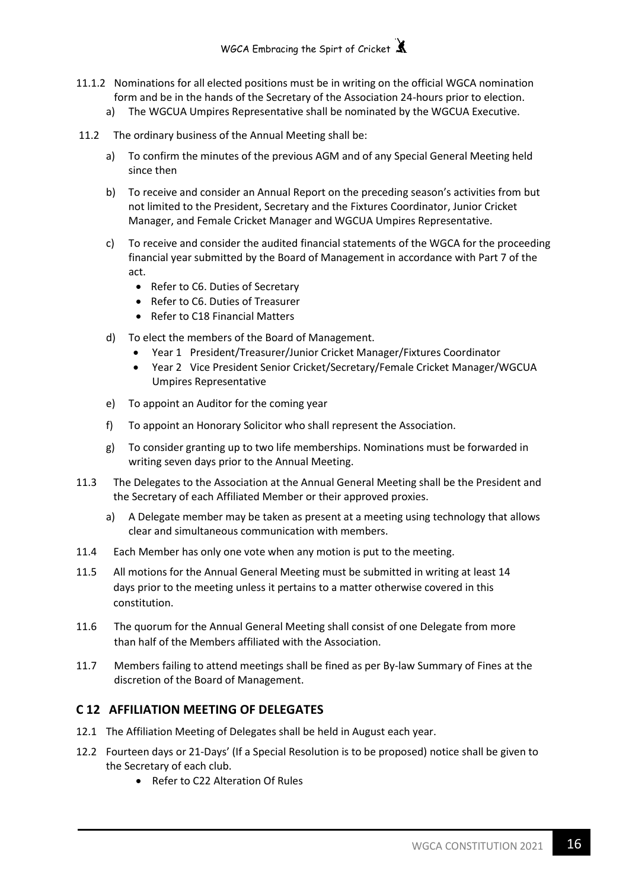11.1.2 Nominations for all elected positions must be in writing on the official WGCA nomination form and be in the hands of the Secretary of the Association 24-hours prior to election.

a) The WGCUA Umpires Representative shall be nominated by the WGCUA Executive.

11.2 The ordinary business of the Annual Meeting shall be:

a) To confirm the minutes of the previous AGM and of any Special General Meeting held since then

b) To receive and consider an Annual Report on the preceding season's activities from but not limited to the President, Secretary and the Fixtures Coordinator, Junior Cricket Manager, and Female Cricket Manager and WGCUA Umpires Representative.

c) To receive and consider the audited financial statements of the WGCA for the proceeding financial year submitted by the Board of Management in accordance with Part 7 of the act.

- Refer to C6. Duties of Secretary
- Refer to C6. Duties of Treasurer
- Refer to C18 Financial Matters

d) To elect the members of the Board of Management.

- Year 1 President/Treasurer/Junior Cricket Manager/Fixtures Coordinator
- Year 2 Vice President Senior Cricket/Secretary/Female Cricket Manager/WGCUA Umpires Representative

e) To appoint an Auditor for the coming year

f) To appoint an Honorary Solicitor who shall represent the Association.

g) To consider granting up to two life memberships. Nominations must be forwarded in writing seven days prior to the Annual Meeting.

11.3 The Delegates to the Association at the Annual General Meeting shall be the President and the Secretary of each Affiliated Member or their approved proxies.

a) A Delegate member may be taken as present at a meeting using technology that allows clear and simultaneous communication with members.

11.4 Each Member has only one vote when any motion is put to the meeting.

11.5 All motions for the Annual General Meeting must be submitted in writing at least 14 days prior to the meeting unless it pertains to a matter otherwise covered in this constitution.

11.6 The quorum for the Annual General Meeting shall consist of one Delegate from more than half of the Members affiliated with the Association.

11.7 Members failing to attend meetings shall be fined as per By-law Summary of Fines at the discretion of the Board of Management.

## C 12 AFFILIATION MEETING OF DELEGATES

12.1 The Affiliation Meeting of Delegates shall be held in August each year.

12.2 Fourteen days or 21-Days' (If a Special Resolution is to be proposed) notice shall be given to the Secretary of each club.

- Refer to C22 Alteration Of Rules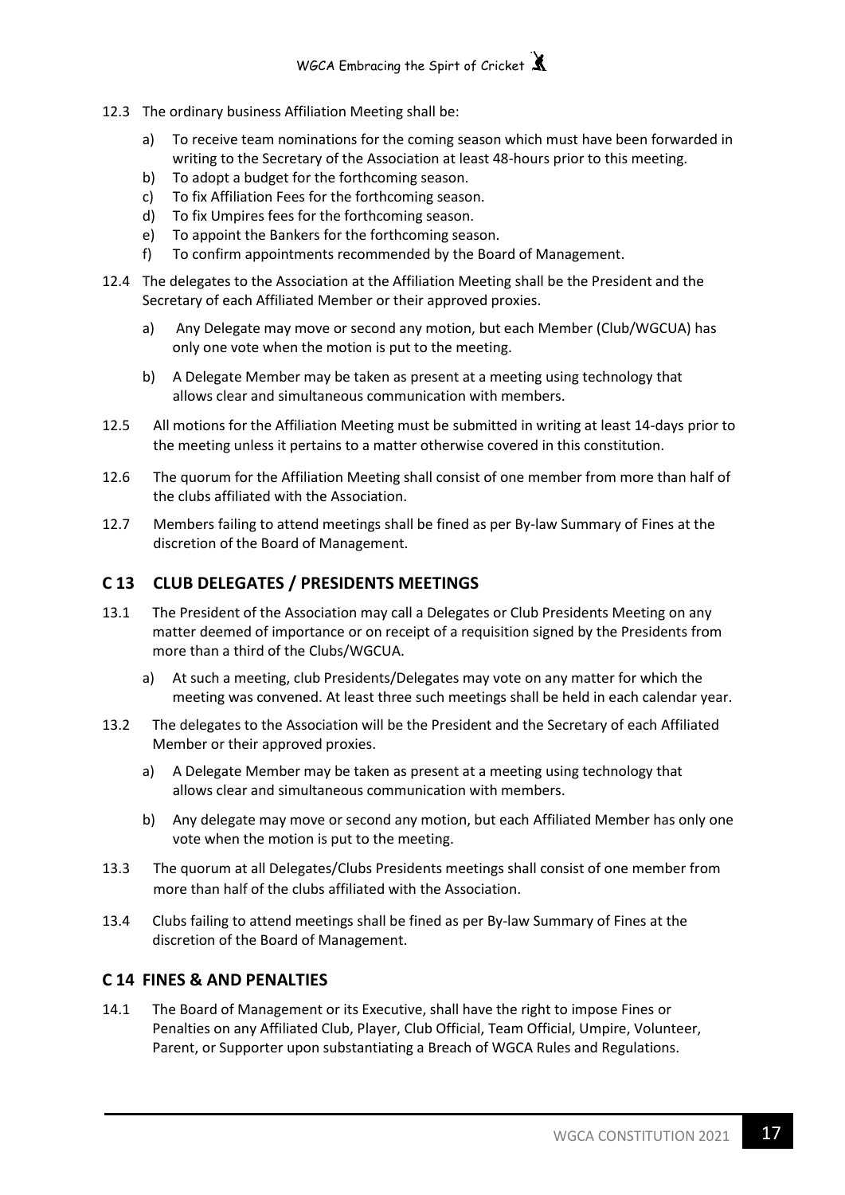12.3 The ordinary business Affiliation Meeting shall be:

a) To receive team nominations for the coming season which must have been forwarded in writing to the Secretary of the Association at least 48-hours prior to this meeting.
b) To adopt a budget for the forthcoming season.
c) To fix Affiliation Fees for the forthcoming season.
d) To fix Umpires fees for the forthcoming season.
e) To appoint the Bankers for the forthcoming season.
f) To confirm appointments recommended by the Board of Management.

12.4 The delegates to the Association at the Affiliation Meeting shall be the President and the Secretary of each Affiliated Member or their approved proxies.

a) Any Delegate may move or second any motion, but each Member (Club/WGCUA) has only one vote when the motion is put to the meeting.

b) A Delegate Member may be taken as present at a meeting using technology that allows clear and simultaneous communication with members.

12.5 All motions for the Affiliation Meeting must be submitted in writing at least 14-days prior to the meeting unless it pertains to a matter otherwise covered in this constitution.

12.6 The quorum for the Affiliation Meeting shall consist of one member from more than half of the clubs affiliated with the Association.

12.7 Members failing to attend meetings shall be fined as per By-law Summary of Fines at the discretion of the Board of Management.

## C 13 CLUB DELEGATES / PRESIDENTS MEETINGS

13.1 The President of the Association may call a Delegates or Club Presidents Meeting on any matter deemed of importance or on receipt of a requisition signed by the Presidents from more than a third of the Clubs/WGCUA.

a) At such a meeting, club Presidents/Delegates may vote on any matter for which the meeting was convened. At least three such meetings shall be held in each calendar year.

13.2 The delegates to the Association will be the President and the Secretary of each Affiliated Member or their approved proxies.

a) A Delegate Member may be taken as present at a meeting using technology that allows clear and simultaneous communication with members.

b) Any delegate may move or second any motion, but each Affiliated Member has only one vote when the motion is put to the meeting.

13.3 The quorum at all Delegates/Clubs Presidents meetings shall consist of one member from more than half of the clubs affiliated with the Association.

13.4 Clubs failing to attend meetings shall be fined as per By-law Summary of Fines at the discretion of the Board of Management.

## C 14 FINES & AND PENALTIES

14.1 The Board of Management or its Executive, shall have the right to impose Fines or Penalties on any Affiliated Club, Player, Club Official, Team Official, Umpire, Volunteer, Parent, or Supporter upon substantiating a Breach of WGCA Rules and Regulations.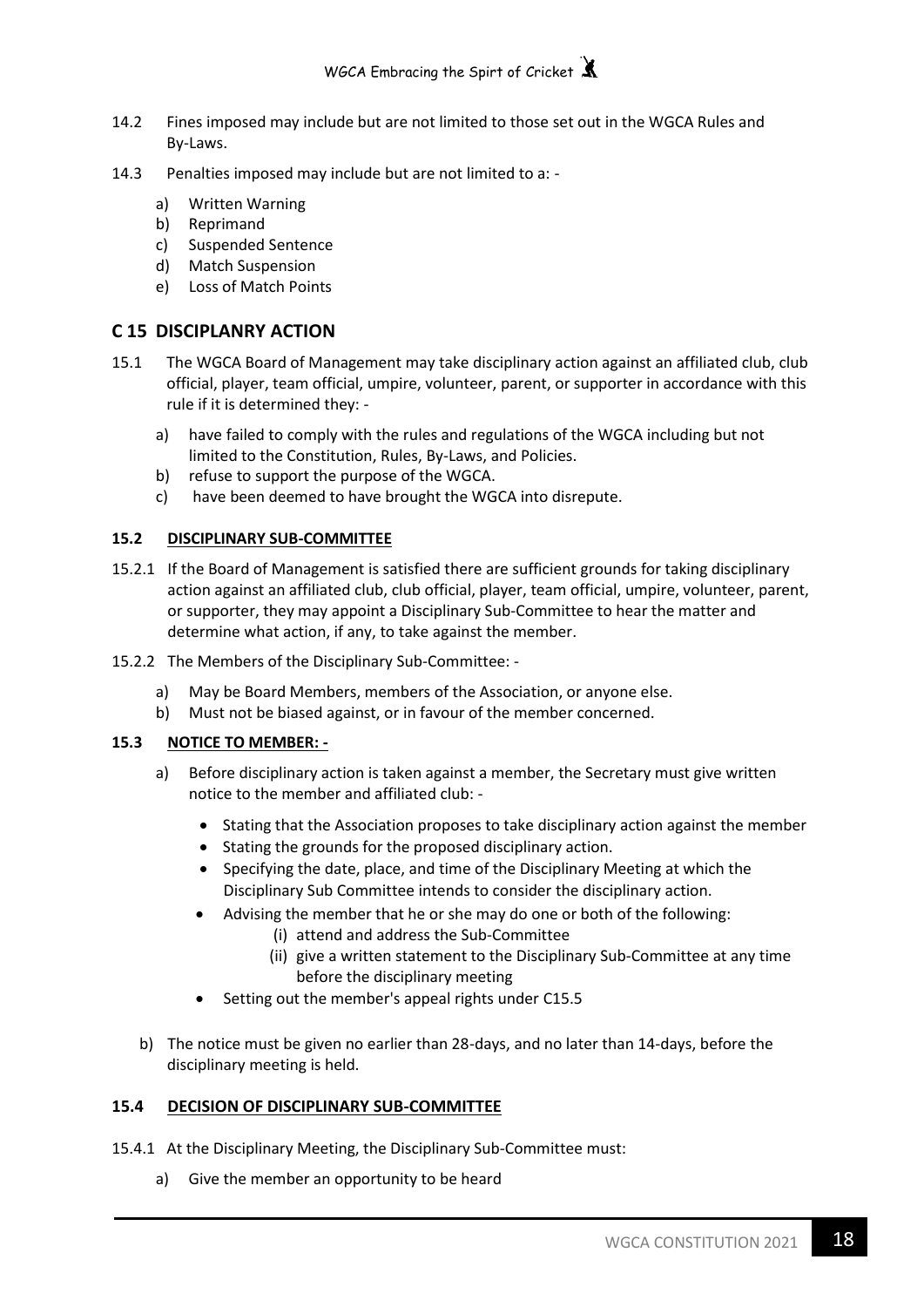14.2 Fines imposed may include but are not limited to those set out in the WGCA Rules and By-Laws.

14.3 Penalties imposed may include but are not limited to a: -

a) Written Warning
b) Reprimand
c) Suspended Sentence
d) Match Suspension
e) Loss of Match Points

## C 15 DISCIPLANRY ACTION

15.1 The WGCA Board of Management may take disciplinary action against an affiliated club, club official, player, team official, umpire, volunteer, parent, or supporter in accordance with this rule if it is determined they: -

a) have failed to comply with the rules and regulations of the WGCA including but not limited to the Constitution, Rules, By-Laws, and Policies.
b) refuse to support the purpose of the WGCA.
c) have been deemed to have brought the WGCA into disrepute.

### 15.2 DISCIPLINARY SUB-COMMITTEE

15.2.1 If the Board of Management is satisfied there are sufficient grounds for taking disciplinary action against an affiliated club, club official, player, team official, umpire, volunteer, parent, or supporter, they may appoint a Disciplinary Sub-Committee to hear the matter and determine what action, if any, to take against the member.

15.2.2 The Members of the Disciplinary Sub-Committee: -

a) May be Board Members, members of the Association, or anyone else.
b) Must not be biased against, or in favour of the member concerned.

### 15.3 NOTICE TO MEMBER: -

a) Before disciplinary action is taken against a member, the Secretary must give written notice to the member and affiliated club: -
   - Stating that the Association proposes to take disciplinary action against the member
   - Stating the grounds for the proposed disciplinary action.
   - Specifying the date, place, and time of the Disciplinary Meeting at which the Disciplinary Sub Committee intends to consider the disciplinary action.
   - Advising the member that he or she may do one or both of the following:
     (i) attend and address the Sub-Committee
     (ii) give a written statement to the Disciplinary Sub-Committee at any time before the disciplinary meeting
   - Setting out the member's appeal rights under C15.5

b) The notice must be given no earlier than 28-days, and no later than 14-days, before the disciplinary meeting is held.

### 15.4 DECISION OF DISCIPLINARY SUB-COMMITTEE

15.4.1 At the Disciplinary Meeting, the Disciplinary Sub-Committee must:

a) Give the member an opportunity to be heard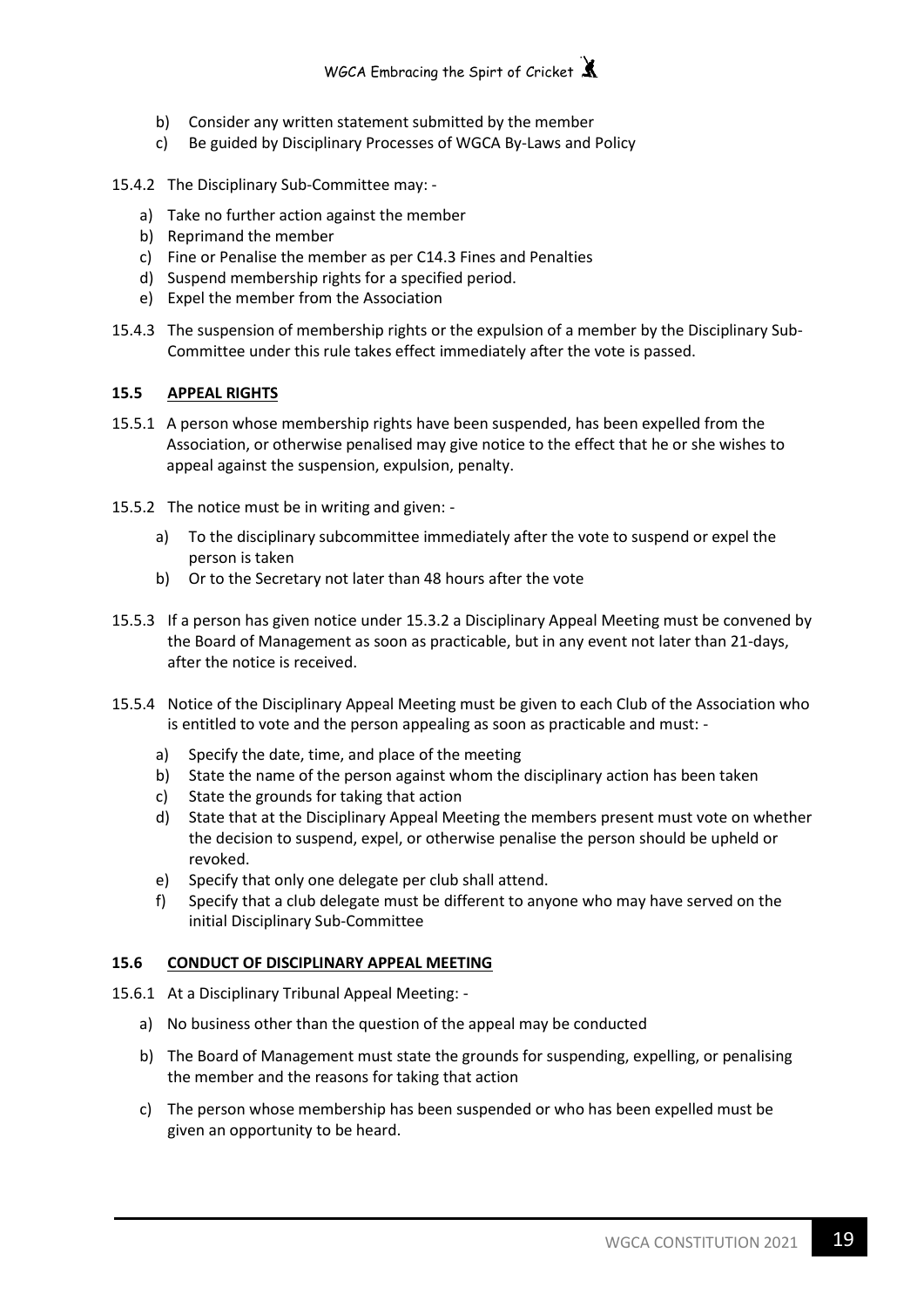b) Consider any written statement submitted by the member
c) Be guided by Disciplinary Processes of WGCA By-Laws and Policy

15.4.2 The Disciplinary Sub-Committee may: -

a) Take no further action against the member
b) Reprimand the member
c) Fine or Penalise the member as per C14.3 Fines and Penalties
d) Suspend membership rights for a specified period.
e) Expel the member from the Association

15.4.3 The suspension of membership rights or the expulsion of a member by the Disciplinary Sub-Committee under this rule takes effect immediately after the vote is passed.

#### 15.5 APPEAL RIGHTS

15.5.1 A person whose membership rights have been suspended, has been expelled from the Association, or otherwise penalised may give notice to the effect that he or she wishes to appeal against the suspension, expulsion, penalty.

15.5.2 The notice must be in writing and given: -

a) To the disciplinary subcommittee immediately after the vote to suspend or expel the person is taken
b) Or to the Secretary not later than 48 hours after the vote

15.5.3 If a person has given notice under 15.3.2 a Disciplinary Appeal Meeting must be convened by the Board of Management as soon as practicable, but in any event not later than 21-days, after the notice is received.

15.5.4 Notice of the Disciplinary Appeal Meeting must be given to each Club of the Association who is entitled to vote and the person appealing as soon as practicable and must: -

a) Specify the date, time, and place of the meeting
b) State the name of the person against whom the disciplinary action has been taken
c) State the grounds for taking that action
d) State that at the Disciplinary Appeal Meeting the members present must vote on whether the decision to suspend, expel, or otherwise penalise the person should be upheld or revoked.
e) Specify that only one delegate per club shall attend.
f) Specify that a club delegate must be different to anyone who may have served on the initial Disciplinary Sub-Committee

#### 15.6 CONDUCT OF DISCIPLINARY APPEAL MEETING

15.6.1 At a Disciplinary Tribunal Appeal Meeting: -

a) No business other than the question of the appeal may be conducted

b) The Board of Management must state the grounds for suspending, expelling, or penalising the member and the reasons for taking that action

c) The person whose membership has been suspended or who has been expelled must be given an opportunity to be heard.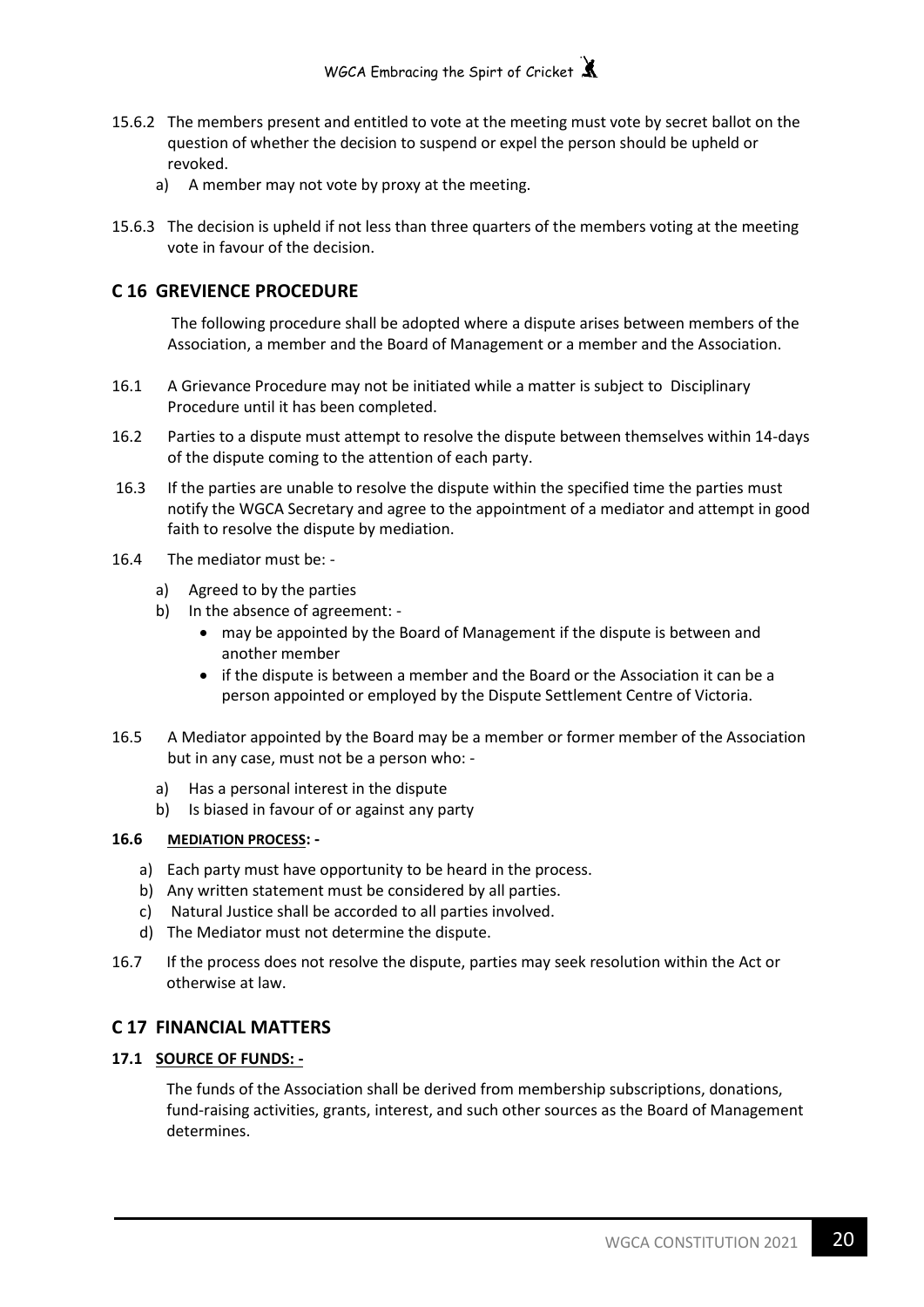15.6.2 The members present and entitled to vote at the meeting must vote by secret ballot on the question of whether the decision to suspend or expel the person should be upheld or revoked.

a) A member may not vote by proxy at the meeting.

15.6.3 The decision is upheld if not less than three quarters of the members voting at the meeting vote in favour of the decision.

## C 16 GREVIENCE PROCEDURE

The following procedure shall be adopted where a dispute arises between members of the Association, a member and the Board of Management or a member and the Association.

16.1 A Grievance Procedure may not be initiated while a matter is subject to Disciplinary Procedure until it has been completed.

16.2 Parties to a dispute must attempt to resolve the dispute between themselves within 14-days of the dispute coming to the attention of each party.

16.3 If the parties are unable to resolve the dispute within the specified time the parties must notify the WGCA Secretary and agree to the appointment of a mediator and attempt in good faith to resolve the dispute by mediation.

16.4 The mediator must be: -

a) Agreed to by the parties
b) In the absence of agreement: -
   - may be appointed by the Board of Management if the dispute is between and another member
   - if the dispute is between a member and the Board or the Association it can be a person appointed or employed by the Dispute Settlement Centre of Victoria.

16.5 A Mediator appointed by the Board may be a member or former member of the Association but in any case, must not be a person who: -

a) Has a personal interest in the dispute
b) Is biased in favour of or against any party

**16.6 MEDIATION PROCESS: -**

a) Each party must have opportunity to be heard in the process.
b) Any written statement must be considered by all parties.
c) Natural Justice shall be accorded to all parties involved.
d) The Mediator must not determine the dispute.

16.7 If the process does not resolve the dispute, parties may seek resolution within the Act or otherwise at law.

## C 17 FINANCIAL MATTERS

**17.1 SOURCE OF FUNDS: -**

The funds of the Association shall be derived from membership subscriptions, donations, fund-raising activities, grants, interest, and such other sources as the Board of Management determines.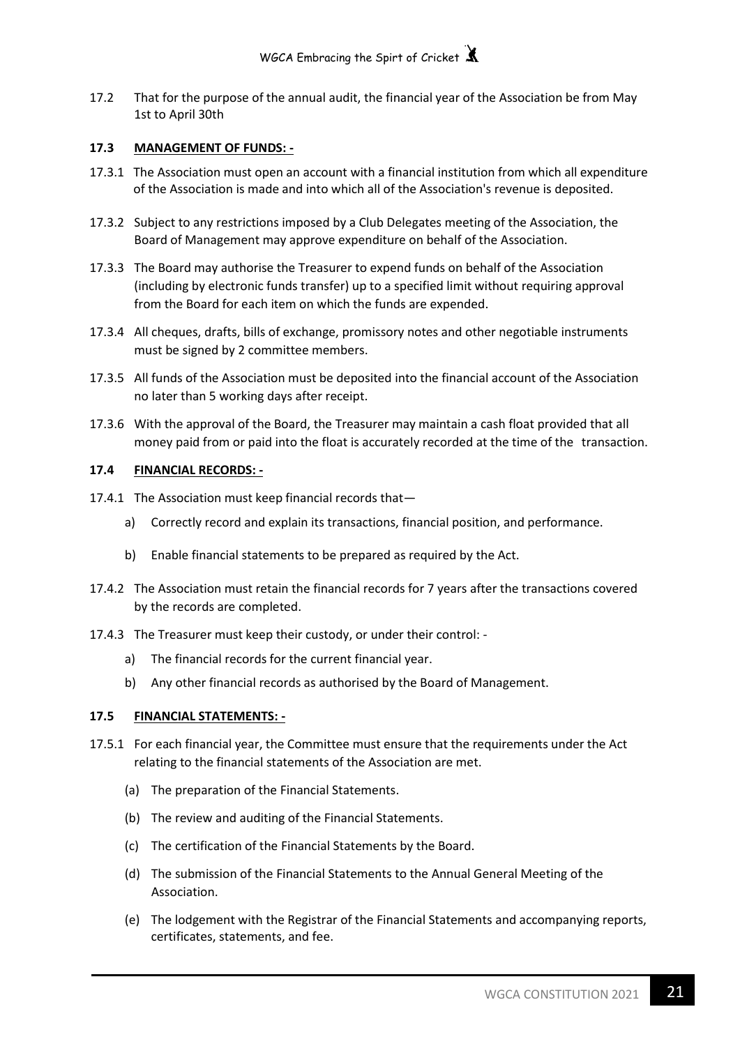17.2 That for the purpose of the annual audit, the financial year of the Association be from May 1st to April 30th

**17.3 MANAGEMENT OF FUNDS: -**

17.3.1 The Association must open an account with a financial institution from which all expenditure of the Association is made and into which all of the Association's revenue is deposited.

17.3.2 Subject to any restrictions imposed by a Club Delegates meeting of the Association, the Board of Management may approve expenditure on behalf of the Association.

17.3.3 The Board may authorise the Treasurer to expend funds on behalf of the Association (including by electronic funds transfer) up to a specified limit without requiring approval from the Board for each item on which the funds are expended.

17.3.4 All cheques, drafts, bills of exchange, promissory notes and other negotiable instruments must be signed by 2 committee members.

17.3.5 All funds of the Association must be deposited into the financial account of the Association no later than 5 working days after receipt.

17.3.6 With the approval of the Board, the Treasurer may maintain a cash float provided that all money paid from or paid into the float is accurately recorded at the time of the transaction.

**17.4 FINANCIAL RECORDS: -**

17.4.1 The Association must keep financial records that—

a) Correctly record and explain its transactions, financial position, and performance.

b) Enable financial statements to be prepared as required by the Act.

17.4.2 The Association must retain the financial records for 7 years after the transactions covered by the records are completed.

17.4.3 The Treasurer must keep their custody, or under their control: -

a) The financial records for the current financial year.

b) Any other financial records as authorised by the Board of Management.

**17.5 FINANCIAL STATEMENTS: -**

17.5.1 For each financial year, the Committee must ensure that the requirements under the Act relating to the financial statements of the Association are met.

(a) The preparation of the Financial Statements.

(b) The review and auditing of the Financial Statements.

(c) The certification of the Financial Statements by the Board.

(d) The submission of the Financial Statements to the Annual General Meeting of the Association.

(e) The lodgement with the Registrar of the Financial Statements and accompanying reports, certificates, statements, and fee.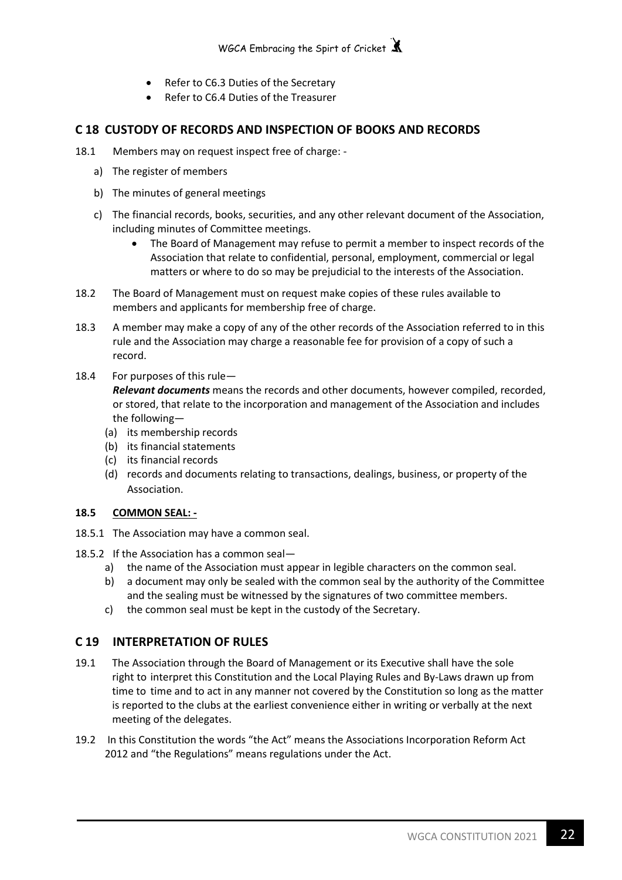- Refer to C6.3 Duties of the Secretary
- Refer to C6.4 Duties of the Treasurer

## C 18 CUSTODY OF RECORDS AND INSPECTION OF BOOKS AND RECORDS

18.1 Members may on request inspect free of charge: -

a) The register of members

b) The minutes of general meetings

c) The financial records, books, securities, and any other relevant document of the Association, including minutes of Committee meetings.

- The Board of Management may refuse to permit a member to inspect records of the Association that relate to confidential, personal, employment, commercial or legal matters or where to do so may be prejudicial to the interests of the Association.

18.2 The Board of Management must on request make copies of these rules available to members and applicants for membership free of charge.

18.3 A member may make a copy of any of the other records of the Association referred to in this rule and the Association may charge a reasonable fee for provision of a copy of such a record.

18.4 For purposes of this rule—

***Relevant documents*** means the records and other documents, however compiled, recorded, or stored, that relate to the incorporation and management of the Association and includes the following—

(a) its membership records

(b) its financial statements

(c) its financial records

(d) records and documents relating to transactions, dealings, business, or property of the Association.

**18.5 COMMON SEAL: -**

18.5.1 The Association may have a common seal.

18.5.2 If the Association has a common seal—

a) the name of the Association must appear in legible characters on the common seal.

b) a document may only be sealed with the common seal by the authority of the Committee and the sealing must be witnessed by the signatures of two committee members.

c) the common seal must be kept in the custody of the Secretary.

## C 19 INTERPRETATION OF RULES

19.1 The Association through the Board of Management or its Executive shall have the sole right to interpret this Constitution and the Local Playing Rules and By-Laws drawn up from time to time and to act in any manner not covered by the Constitution so long as the matter is reported to the clubs at the earliest convenience either in writing or verbally at the next meeting of the delegates.

19.2 In this Constitution the words "the Act" means the Associations Incorporation Reform Act 2012 and "the Regulations" means regulations under the Act.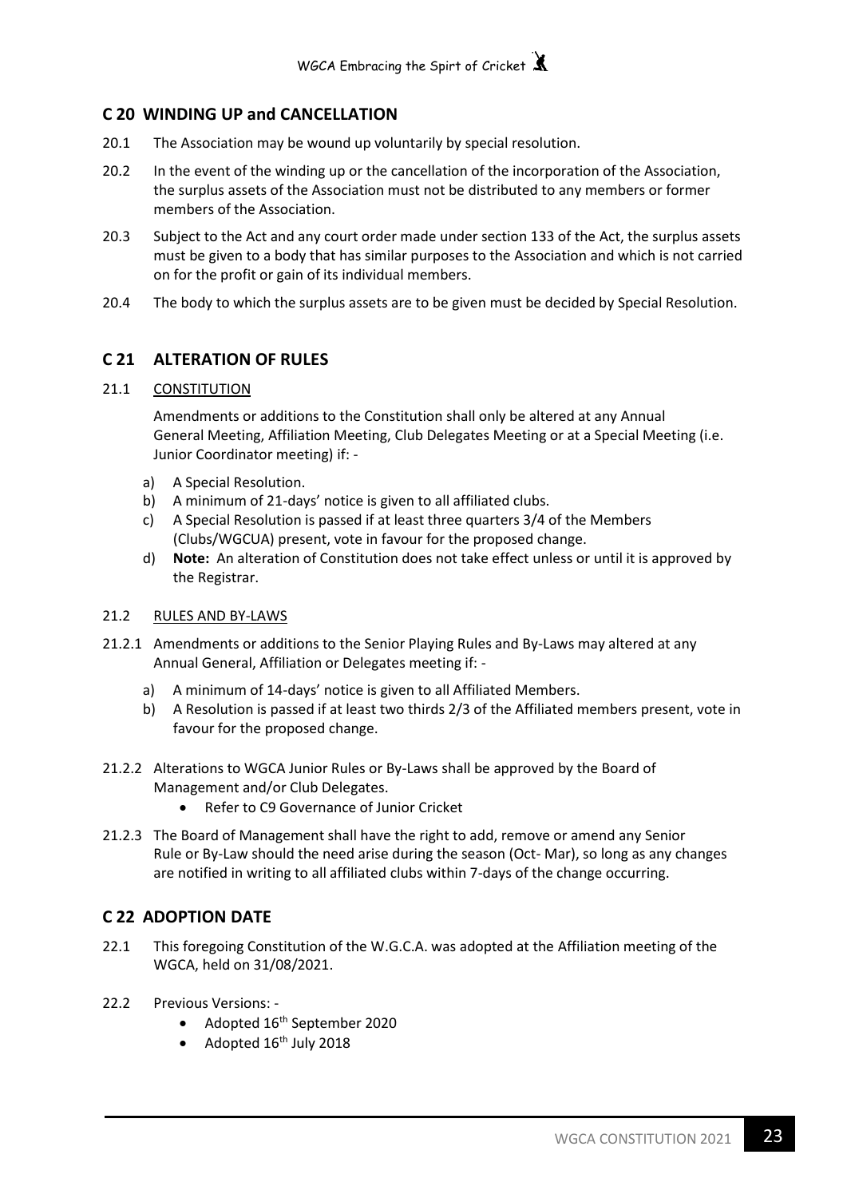## C 20 WINDING UP and CANCELLATION

20.1 The Association may be wound up voluntarily by special resolution.

20.2 In the event of the winding up or the cancellation of the incorporation of the Association, the surplus assets of the Association must not be distributed to any members or former members of the Association.

20.3 Subject to the Act and any court order made under section 133 of the Act, the surplus assets must be given to a body that has similar purposes to the Association and which is not carried on for the profit or gain of its individual members.

20.4 The body to which the surplus assets are to be given must be decided by Special Resolution.

## C 21 ALTERATION OF RULES

21.1 CONSTITUTION

Amendments or additions to the Constitution shall only be altered at any Annual General Meeting, Affiliation Meeting, Club Delegates Meeting or at a Special Meeting (i.e. Junior Coordinator meeting) if: -

a) A Special Resolution.
b) A minimum of 21-days' notice is given to all affiliated clubs.
c) A Special Resolution is passed if at least three quarters 3/4 of the Members (Clubs/WGCUA) present, vote in favour for the proposed change.
d) **Note:** An alteration of Constitution does not take effect unless or until it is approved by the Registrar.

21.2 RULES AND BY-LAWS

21.2.1 Amendments or additions to the Senior Playing Rules and By-Laws may altered at any Annual General, Affiliation or Delegates meeting if: -

a) A minimum of 14-days' notice is given to all Affiliated Members.
b) A Resolution is passed if at least two thirds 2/3 of the Affiliated members present, vote in favour for the proposed change.

21.2.2 Alterations to WGCA Junior Rules or By-Laws shall be approved by the Board of Management and/or Club Delegates.

- Refer to C9 Governance of Junior Cricket

21.2.3 The Board of Management shall have the right to add, remove or amend any Senior Rule or By-Law should the need arise during the season (Oct- Mar), so long as any changes are notified in writing to all affiliated clubs within 7-days of the change occurring.

## C 22 ADOPTION DATE

22.1 This foregoing Constitution of the W.G.C.A. was adopted at the Affiliation meeting of the WGCA, held on 31/08/2021.

22.2 Previous Versions: -

- Adopted 16th September 2020
- Adopted 16th July 2018